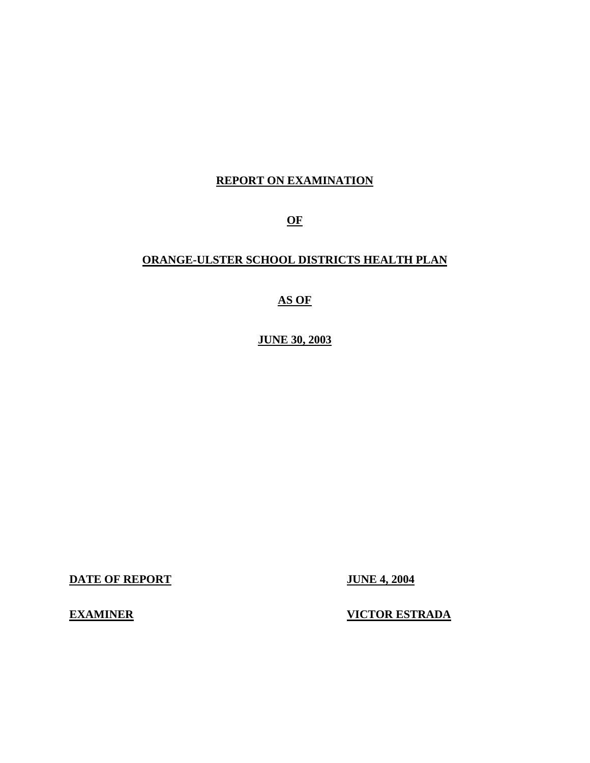# REPORT ON EXAMINATION

# OF

# ORANGE-ULSTER SCHOOL DISTRICTS HEALTH PLAN

# AS OF

# JUNE 30, 2003

**DATE OF REPORT** **JUNE 4, 2004**

**EXAMINER** **VICTOR ESTRADA**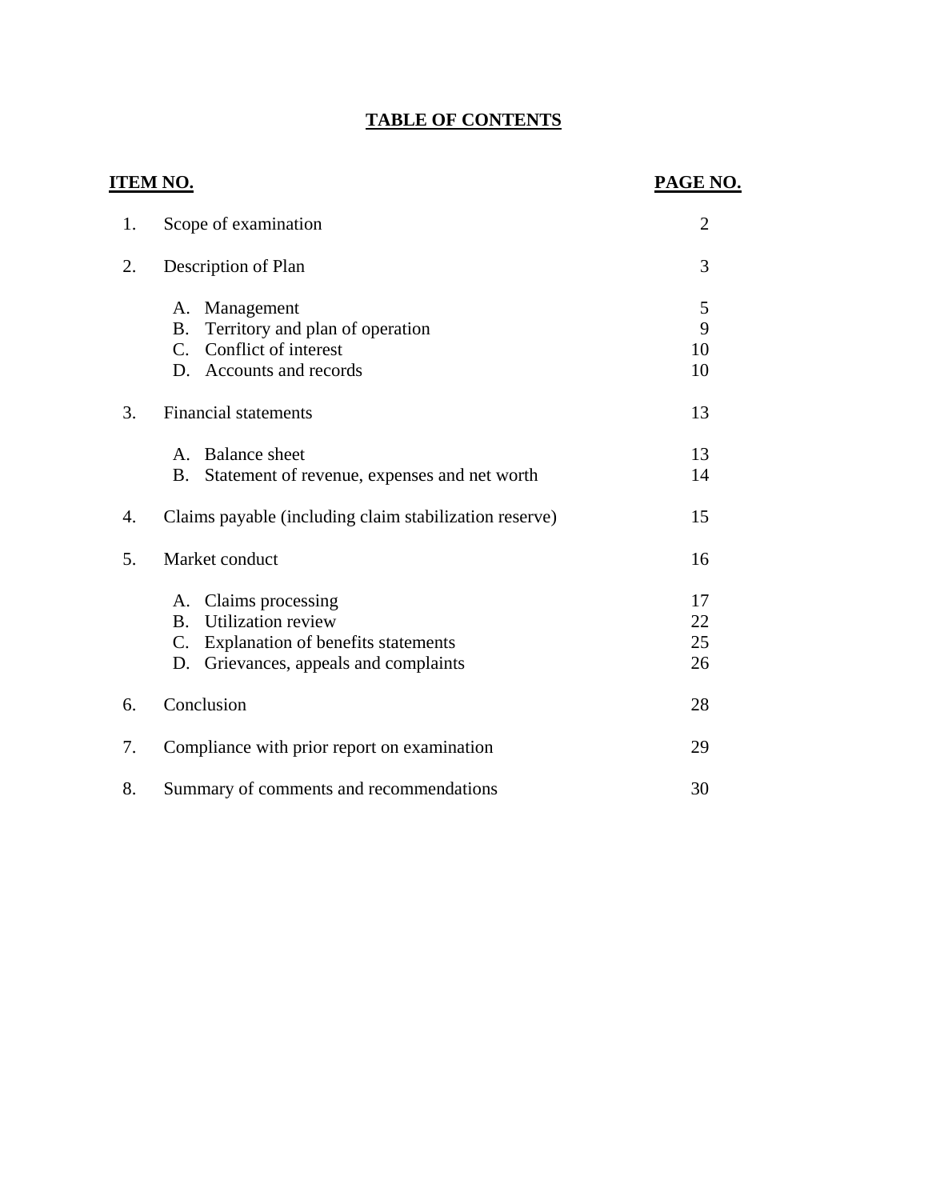# TABLE OF CONTENTS

| ITEM NO. | | PAGE NO. |
|---|---|---|
| 1. | Scope of examination | 2 |
| 2. | Description of Plan | 3 |
| | A. Management | 5 |
| | B. Territory and plan of operation | 9 |
| | C. Conflict of interest | 10 |
| | D. Accounts and records | 10 |
| 3. | Financial statements | 13 |
| | A. Balance sheet | 13 |
| | B. Statement of revenue, expenses and net worth | 14 |
| 4. | Claims payable (including claim stabilization reserve) | 15 |
| 5. | Market conduct | 16 |
| | A. Claims processing | 17 |
| | B. Utilization review | 22 |
| | C. Explanation of benefits statements | 25 |
| | D. Grievances, appeals and complaints | 26 |
| 6. | Conclusion | 28 |
| 7. | Compliance with prior report on examination | 29 |
| 8. | Summary of comments and recommendations | 30 |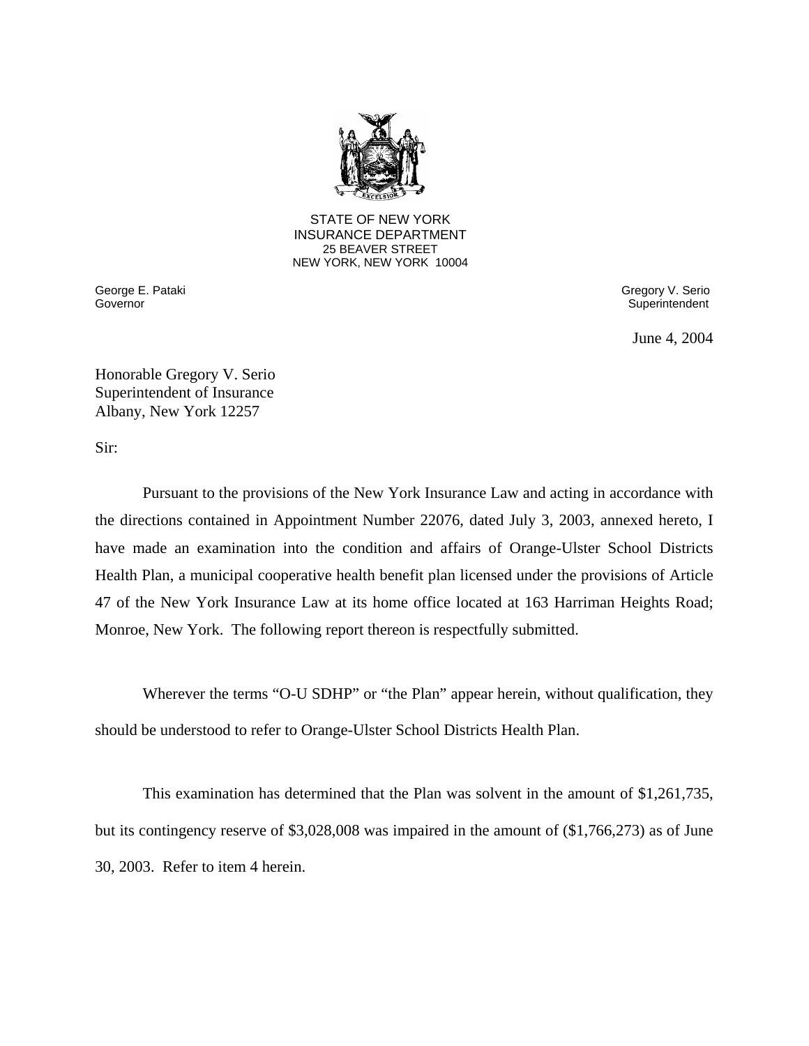STATE OF NEW YORK
INSURANCE DEPARTMENT
25 BEAVER STREET
NEW YORK, NEW YORK 10004

George E. Pataki
Governor

Gregory V. Serio
Superintendent

June 4, 2004

Honorable Gregory V. Serio
Superintendent of Insurance
Albany, New York 12257

Sir:

Pursuant to the provisions of the New York Insurance Law and acting in accordance with the directions contained in Appointment Number 22076, dated July 3, 2003, annexed hereto, I have made an examination into the condition and affairs of Orange-Ulster School Districts Health Plan, a municipal cooperative health benefit plan licensed under the provisions of Article 47 of the New York Insurance Law at its home office located at 163 Harriman Heights Road; Monroe, New York. The following report thereon is respectfully submitted.

Wherever the terms "O-U SDHP" or "the Plan" appear herein, without qualification, they should be understood to refer to Orange-Ulster School Districts Health Plan.

This examination has determined that the Plan was solvent in the amount of $1,261,735, but its contingency reserve of $3,028,008 was impaired in the amount of ($1,766,273) as of June 30, 2003. Refer to item 4 herein.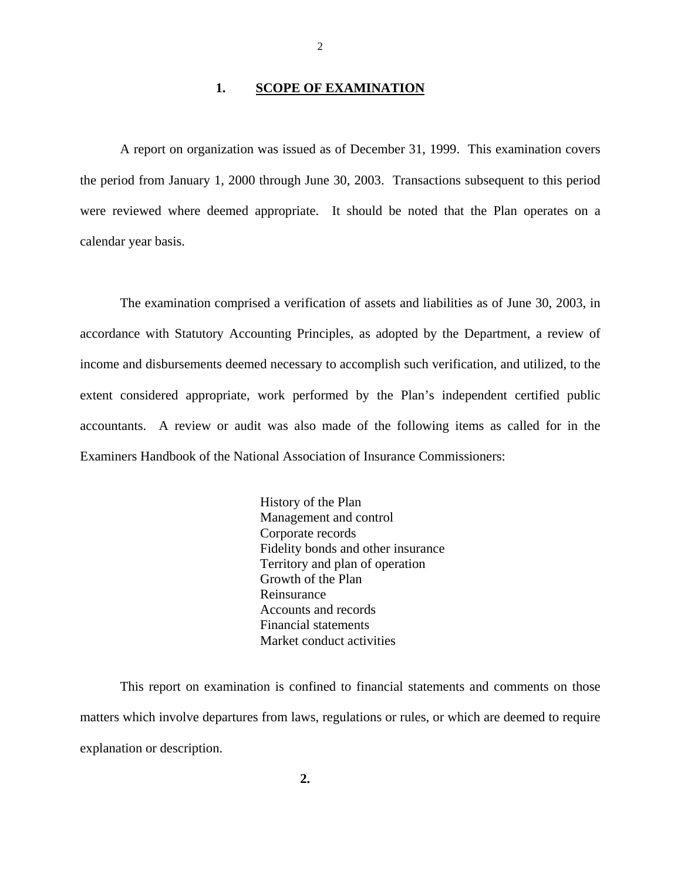## 1. SCOPE OF EXAMINATION

A report on organization was issued as of December 31, 1999. This examination covers the period from January 1, 2000 through June 30, 2003. Transactions subsequent to this period were reviewed where deemed appropriate. It should be noted that the Plan operates on a calendar year basis.

The examination comprised a verification of assets and liabilities as of June 30, 2003, in accordance with Statutory Accounting Principles, as adopted by the Department, a review of income and disbursements deemed necessary to accomplish such verification, and utilized, to the extent considered appropriate, work performed by the Plan's independent certified public accountants. A review or audit was also made of the following items as called for in the Examiners Handbook of the National Association of Insurance Commissioners:

- History of the Plan
- Management and control
- Corporate records
- Fidelity bonds and other insurance
- Territory and plan of operation
- Growth of the Plan
- Reinsurance
- Accounts and records
- Financial statements
- Market conduct activities

This report on examination is confined to financial statements and comments on those matters which involve departures from laws, regulations or rules, or which are deemed to require explanation or description.

**2.**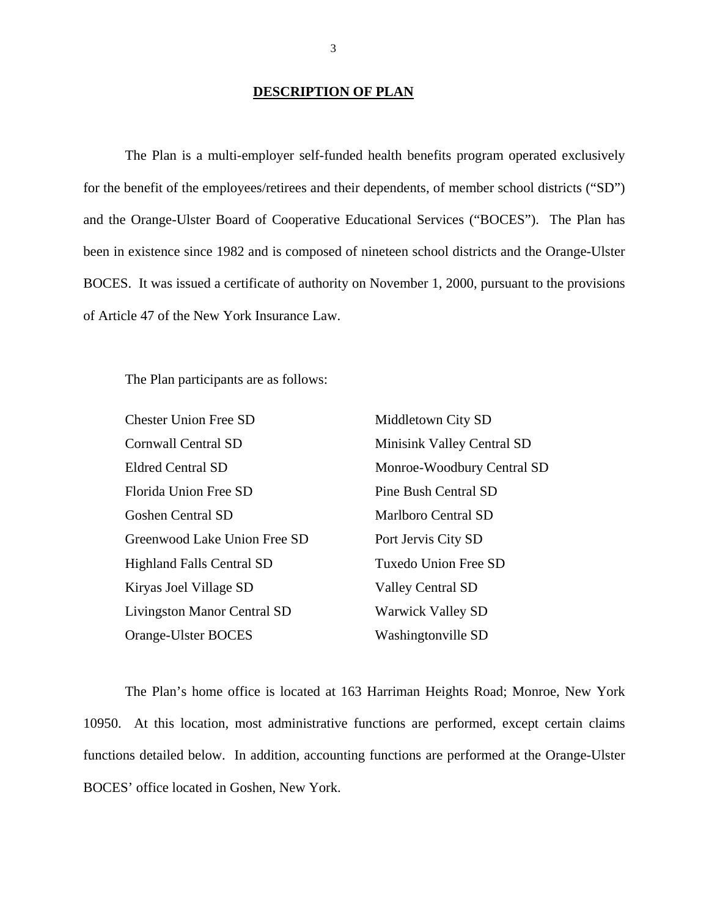## DESCRIPTION OF PLAN

The Plan is a multi-employer self-funded health benefits program operated exclusively for the benefit of the employees/retirees and their dependents, of member school districts ("SD") and the Orange-Ulster Board of Cooperative Educational Services ("BOCES"). The Plan has been in existence since 1982 and is composed of nineteen school districts and the Orange-Ulster BOCES. It was issued a certificate of authority on November 1, 2000, pursuant to the provisions of Article 47 of the New York Insurance Law.

The Plan participants are as follows:

| | |
|---|---|
| Chester Union Free SD | Middletown City SD |
| Cornwall Central SD | Minisink Valley Central SD |
| Eldred Central SD | Monroe-Woodbury Central SD |
| Florida Union Free SD | Pine Bush Central SD |
| Goshen Central SD | Marlboro Central SD |
| Greenwood Lake Union Free SD | Port Jervis City SD |
| Highland Falls Central SD | Tuxedo Union Free SD |
| Kiryas Joel Village SD | Valley Central SD |
| Livingston Manor Central SD | Warwick Valley SD |
| Orange-Ulster BOCES | Washingtonville SD |

The Plan's home office is located at 163 Harriman Heights Road; Monroe, New York 10950. At this location, most administrative functions are performed, except certain claims functions detailed below. In addition, accounting functions are performed at the Orange-Ulster BOCES' office located in Goshen, New York.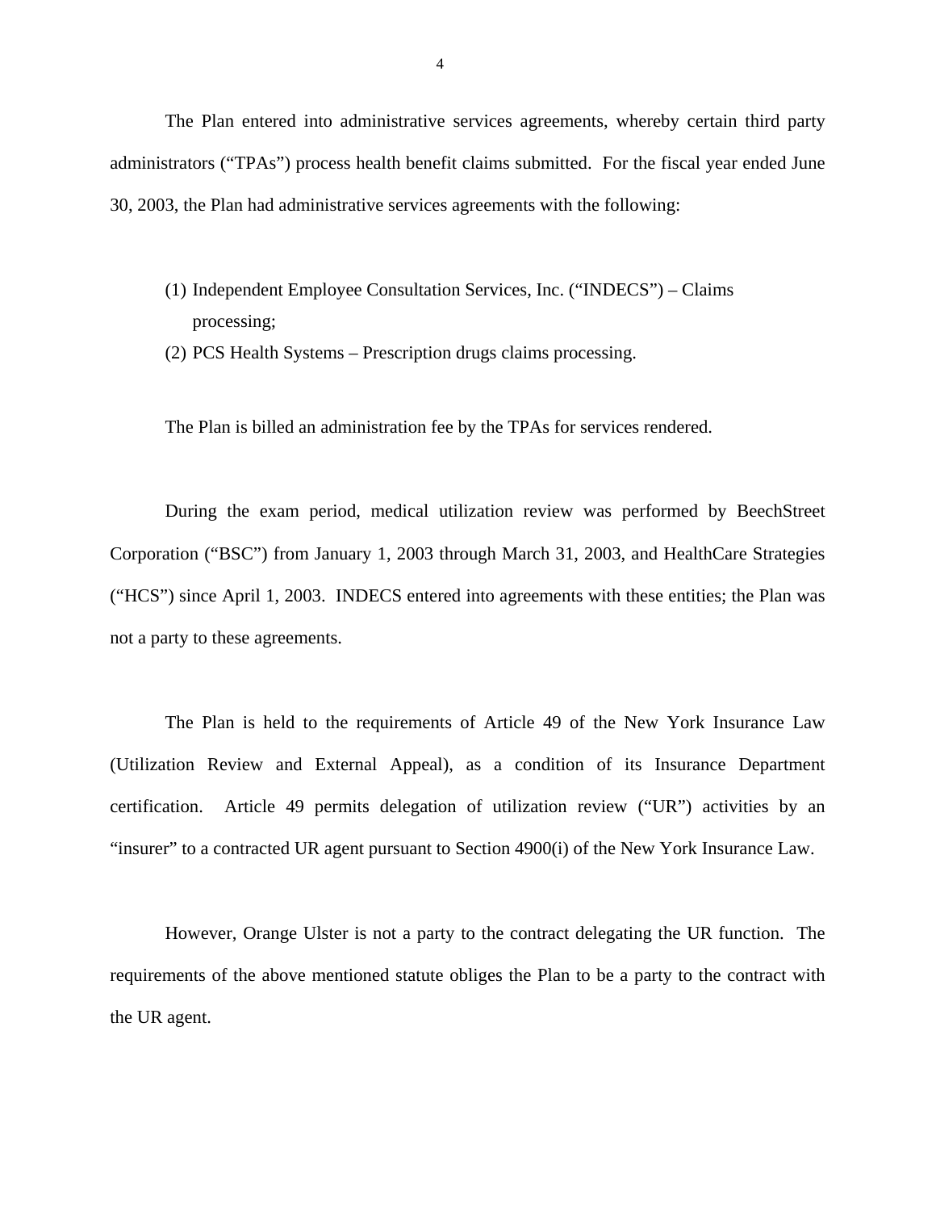The Plan entered into administrative services agreements, whereby certain third party administrators ("TPAs") process health benefit claims submitted. For the fiscal year ended June 30, 2003, the Plan had administrative services agreements with the following:

(1) Independent Employee Consultation Services, Inc. ("INDECS") – Claims processing;
(2) PCS Health Systems – Prescription drugs claims processing.

The Plan is billed an administration fee by the TPAs for services rendered.

During the exam period, medical utilization review was performed by BeechStreet Corporation ("BSC") from January 1, 2003 through March 31, 2003, and HealthCare Strategies ("HCS") since April 1, 2003. INDECS entered into agreements with these entities; the Plan was not a party to these agreements.

The Plan is held to the requirements of Article 49 of the New York Insurance Law (Utilization Review and External Appeal), as a condition of its Insurance Department certification. Article 49 permits delegation of utilization review ("UR") activities by an "insurer" to a contracted UR agent pursuant to Section 4900(i) of the New York Insurance Law.

However, Orange Ulster is not a party to the contract delegating the UR function. The requirements of the above mentioned statute obliges the Plan to be a party to the contract with the UR agent.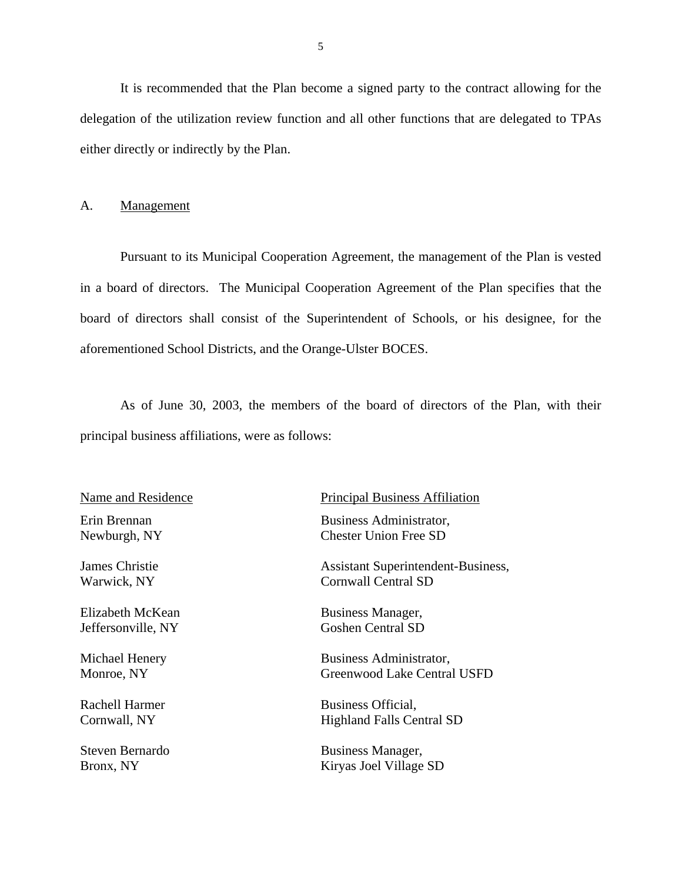It is recommended that the Plan become a signed party to the contract allowing for the delegation of the utilization review function and all other functions that are delegated to TPAs either directly or indirectly by the Plan.

## A. Management

Pursuant to its Municipal Cooperation Agreement, the management of the Plan is vested in a board of directors. The Municipal Cooperation Agreement of the Plan specifies that the board of directors shall consist of the Superintendent of Schools, or his designee, for the aforementioned School Districts, and the Orange-Ulster BOCES.

As of June 30, 2003, the members of the board of directors of the Plan, with their principal business affiliations, were as follows:

| Name and Residence | Principal Business Affiliation |
|---|---|
| Erin Brennan<br>Newburgh, NY | Business Administrator,<br>Chester Union Free SD |
| James Christie<br>Warwick, NY | Assistant Superintendent-Business,<br>Cornwall Central SD |
| Elizabeth McKean<br>Jeffersonville, NY | Business Manager,<br>Goshen Central SD |
| Michael Henery<br>Monroe, NY | Business Administrator,<br>Greenwood Lake Central USFD |
| Rachell Harmer<br>Cornwall, NY | Business Official,<br>Highland Falls Central SD |
| Steven Bernardo<br>Bronx, NY | Business Manager,<br>Kiryas Joel Village SD |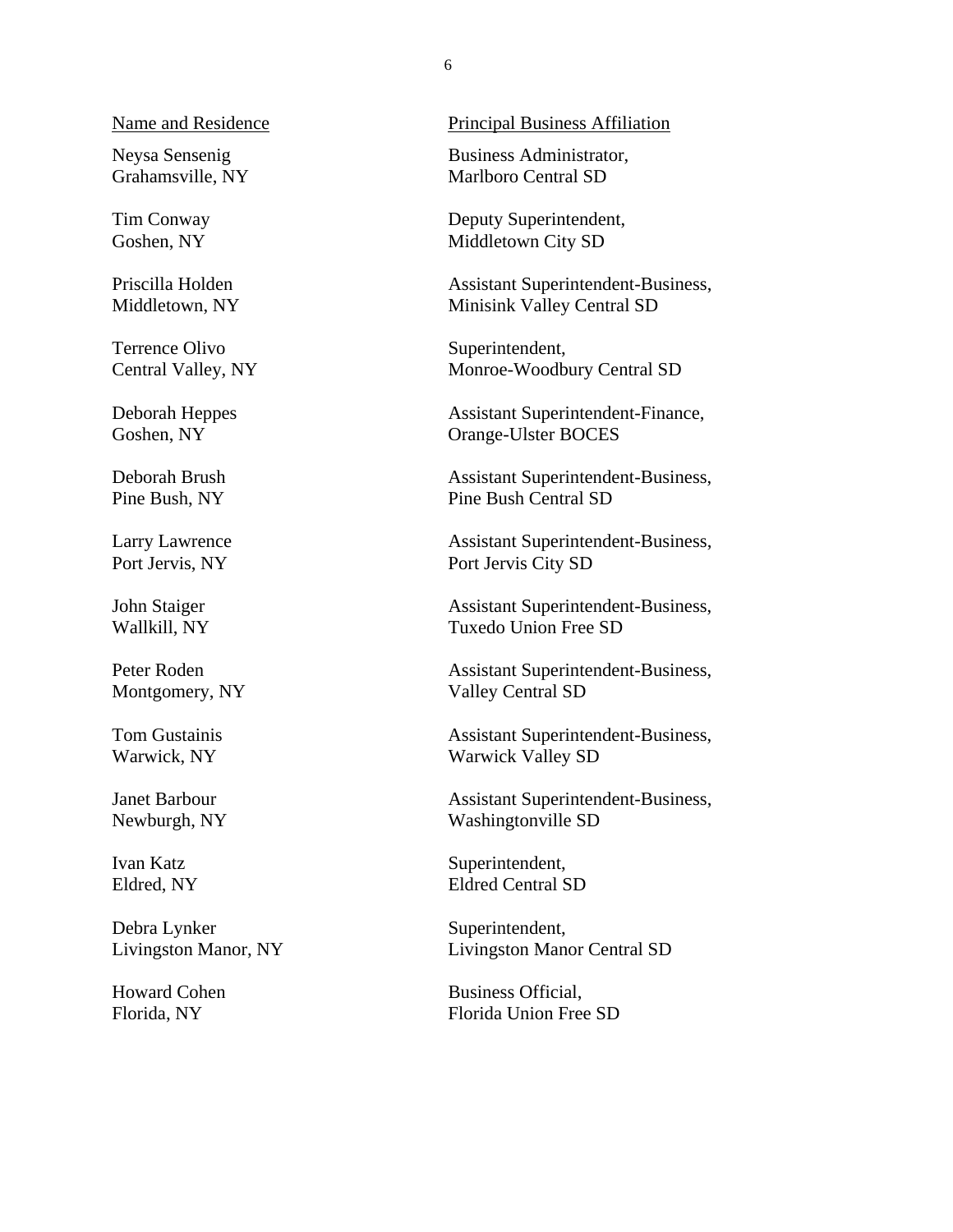| Name and Residence | Principal Business Affiliation |
|---|---|
| Neysa Sensenig<br>Grahamsville, NY | Business Administrator,<br>Marlboro Central SD |
| Tim Conway<br>Goshen, NY | Deputy Superintendent,<br>Middletown City SD |
| Priscilla Holden<br>Middletown, NY | Assistant Superintendent-Business,<br>Minisink Valley Central SD |
| Terrence Olivo<br>Central Valley, NY | Superintendent,<br>Monroe-Woodbury Central SD |
| Deborah Heppes<br>Goshen, NY | Assistant Superintendent-Finance,<br>Orange-Ulster BOCES |
| Deborah Brush<br>Pine Bush, NY | Assistant Superintendent-Business,<br>Pine Bush Central SD |
| Larry Lawrence<br>Port Jervis, NY | Assistant Superintendent-Business,<br>Port Jervis City SD |
| John Staiger<br>Wallkill, NY | Assistant Superintendent-Business,<br>Tuxedo Union Free SD |
| Peter Roden<br>Montgomery, NY | Assistant Superintendent-Business,<br>Valley Central SD |
| Tom Gustainis<br>Warwick, NY | Assistant Superintendent-Business,<br>Warwick Valley SD |
| Janet Barbour<br>Newburgh, NY | Assistant Superintendent-Business,<br>Washingtonville SD |
| Ivan Katz<br>Eldred, NY | Superintendent,<br>Eldred Central SD |
| Debra Lynker<br>Livingston Manor, NY | Superintendent,<br>Livingston Manor Central SD |
| Howard Cohen<br>Florida, NY | Business Official,<br>Florida Union Free SD |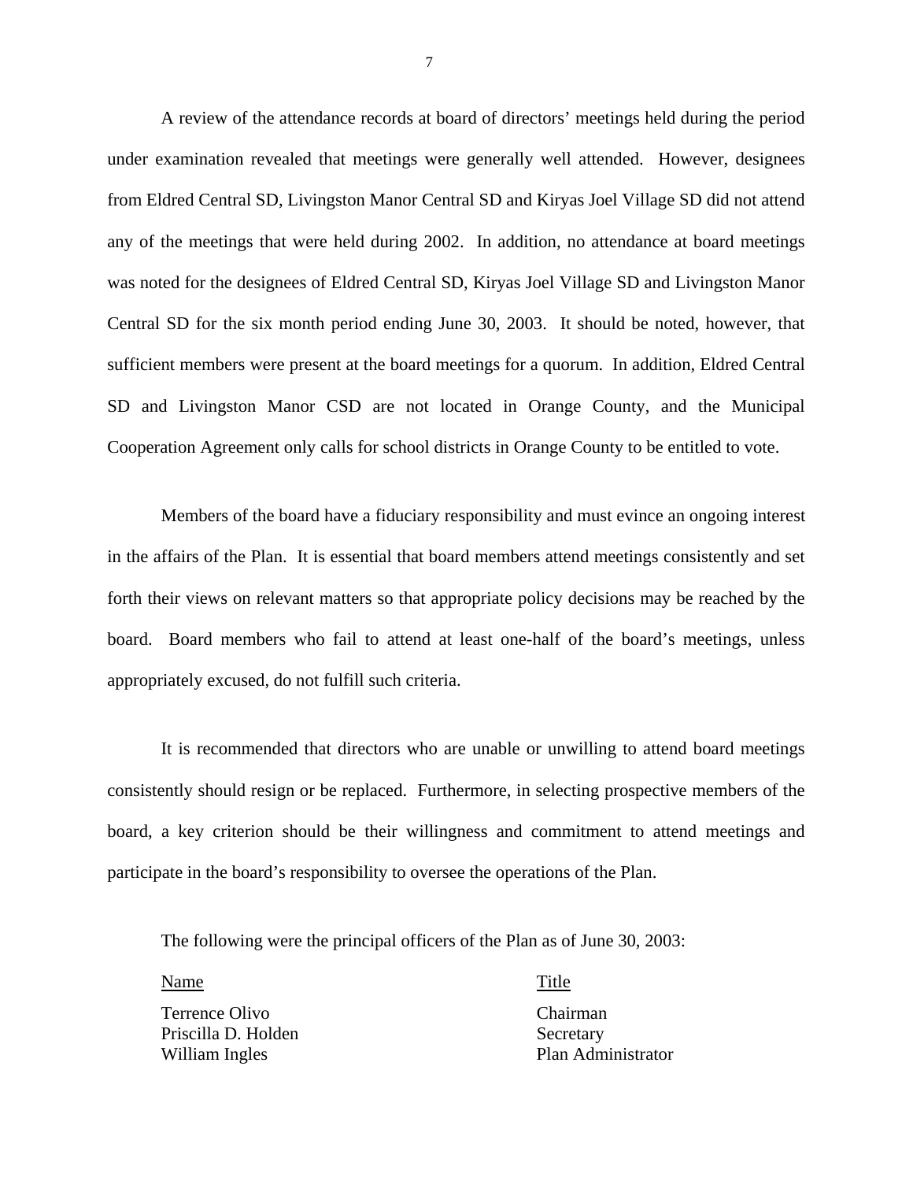A review of the attendance records at board of directors' meetings held during the period under examination revealed that meetings were generally well attended. However, designees from Eldred Central SD, Livingston Manor Central SD and Kiryas Joel Village SD did not attend any of the meetings that were held during 2002. In addition, no attendance at board meetings was noted for the designees of Eldred Central SD, Kiryas Joel Village SD and Livingston Manor Central SD for the six month period ending June 30, 2003. It should be noted, however, that sufficient members were present at the board meetings for a quorum. In addition, Eldred Central SD and Livingston Manor CSD are not located in Orange County, and the Municipal Cooperation Agreement only calls for school districts in Orange County to be entitled to vote.

Members of the board have a fiduciary responsibility and must evince an ongoing interest in the affairs of the Plan. It is essential that board members attend meetings consistently and set forth their views on relevant matters so that appropriate policy decisions may be reached by the board. Board members who fail to attend at least one-half of the board's meetings, unless appropriately excused, do not fulfill such criteria.

It is recommended that directors who are unable or unwilling to attend board meetings consistently should resign or be replaced. Furthermore, in selecting prospective members of the board, a key criterion should be their willingness and commitment to attend meetings and participate in the board's responsibility to oversee the operations of the Plan.

The following were the principal officers of the Plan as of June 30, 2003:

| Name | Title |
|---|---|
| Terrence Olivo | Chairman |
| Priscilla D. Holden | Secretary |
| William Ingles | Plan Administrator |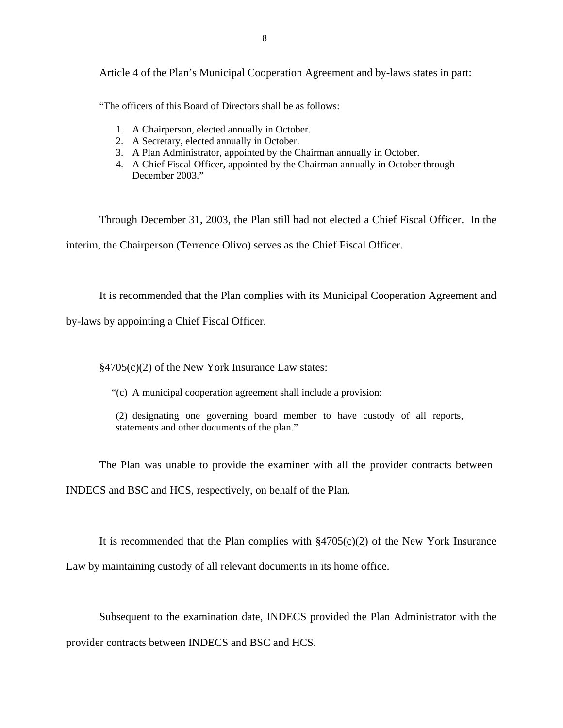Article 4 of the Plan's Municipal Cooperation Agreement and by-laws states in part:

> "The officers of this Board of Directors shall be as follows:
>
> 1. A Chairperson, elected annually in October.
> 2. A Secretary, elected annually in October.
> 3. A Plan Administrator, appointed by the Chairman annually in October.
> 4. A Chief Fiscal Officer, appointed by the Chairman annually in October through December 2003."

Through December 31, 2003, the Plan still had not elected a Chief Fiscal Officer. In the interim, the Chairperson (Terrence Olivo) serves as the Chief Fiscal Officer.

It is recommended that the Plan complies with its Municipal Cooperation Agreement and by-laws by appointing a Chief Fiscal Officer.

§4705(c)(2) of the New York Insurance Law states:

> "(c) A municipal cooperation agreement shall include a provision:
>
> (2) designating one governing board member to have custody of all reports, statements and other documents of the plan."

The Plan was unable to provide the examiner with all the provider contracts between INDECS and BSC and HCS, respectively, on behalf of the Plan.

It is recommended that the Plan complies with §4705(c)(2) of the New York Insurance Law by maintaining custody of all relevant documents in its home office.

Subsequent to the examination date, INDECS provided the Plan Administrator with the provider contracts between INDECS and BSC and HCS.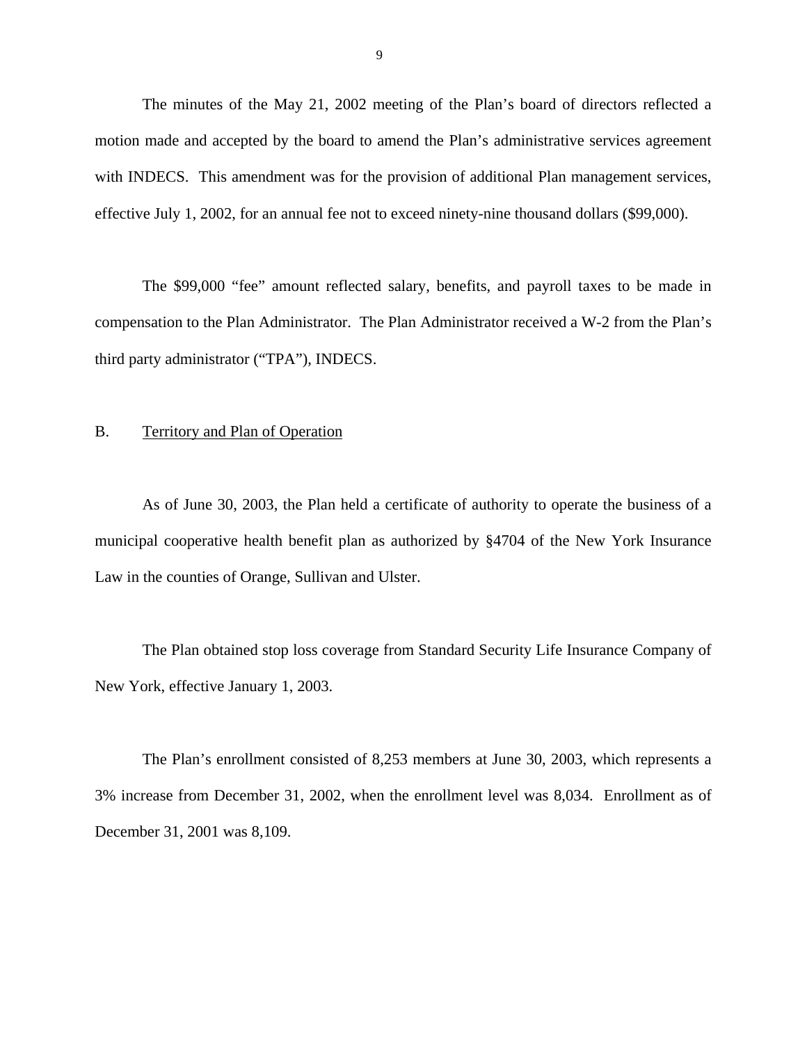The minutes of the May 21, 2002 meeting of the Plan's board of directors reflected a motion made and accepted by the board to amend the Plan's administrative services agreement with INDECS. This amendment was for the provision of additional Plan management services, effective July 1, 2002, for an annual fee not to exceed ninety-nine thousand dollars ($99,000).

The $99,000 "fee" amount reflected salary, benefits, and payroll taxes to be made in compensation to the Plan Administrator. The Plan Administrator received a W-2 from the Plan's third party administrator ("TPA"), INDECS.

## B. Territory and Plan of Operation

As of June 30, 2003, the Plan held a certificate of authority to operate the business of a municipal cooperative health benefit plan as authorized by §4704 of the New York Insurance Law in the counties of Orange, Sullivan and Ulster.

The Plan obtained stop loss coverage from Standard Security Life Insurance Company of New York, effective January 1, 2003.

The Plan's enrollment consisted of 8,253 members at June 30, 2003, which represents a 3% increase from December 31, 2002, when the enrollment level was 8,034. Enrollment as of December 31, 2001 was 8,109.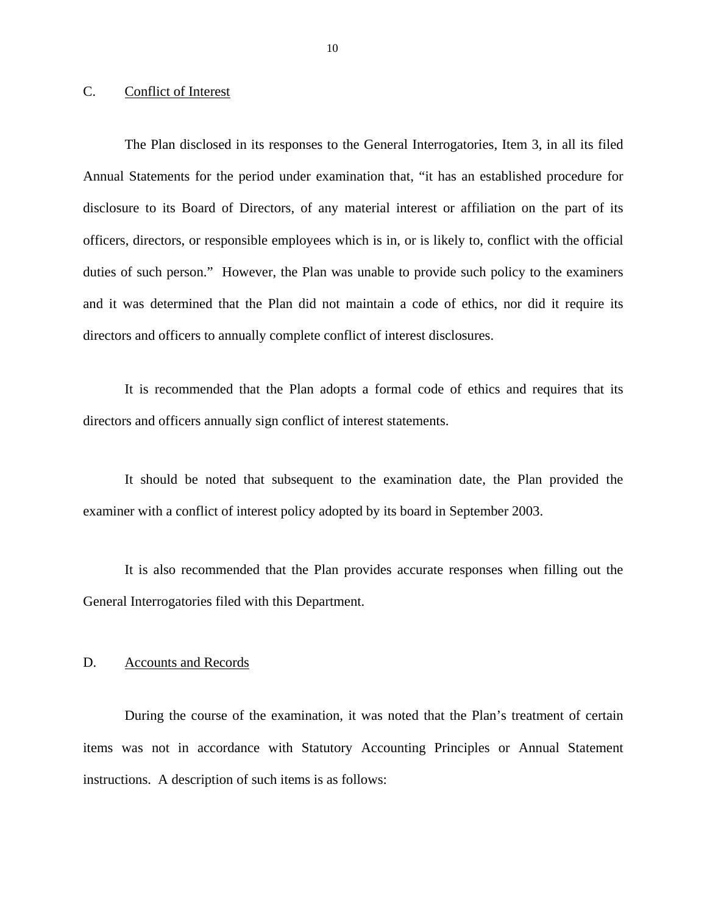## C. Conflict of Interest

The Plan disclosed in its responses to the General Interrogatories, Item 3, in all its filed Annual Statements for the period under examination that, "it has an established procedure for disclosure to its Board of Directors, of any material interest or affiliation on the part of its officers, directors, or responsible employees which is in, or is likely to, conflict with the official duties of such person." However, the Plan was unable to provide such policy to the examiners and it was determined that the Plan did not maintain a code of ethics, nor did it require its directors and officers to annually complete conflict of interest disclosures.

It is recommended that the Plan adopts a formal code of ethics and requires that its directors and officers annually sign conflict of interest statements.

It should be noted that subsequent to the examination date, the Plan provided the examiner with a conflict of interest policy adopted by its board in September 2003.

It is also recommended that the Plan provides accurate responses when filling out the General Interrogatories filed with this Department.

## D. Accounts and Records

During the course of the examination, it was noted that the Plan's treatment of certain items was not in accordance with Statutory Accounting Principles or Annual Statement instructions. A description of such items is as follows: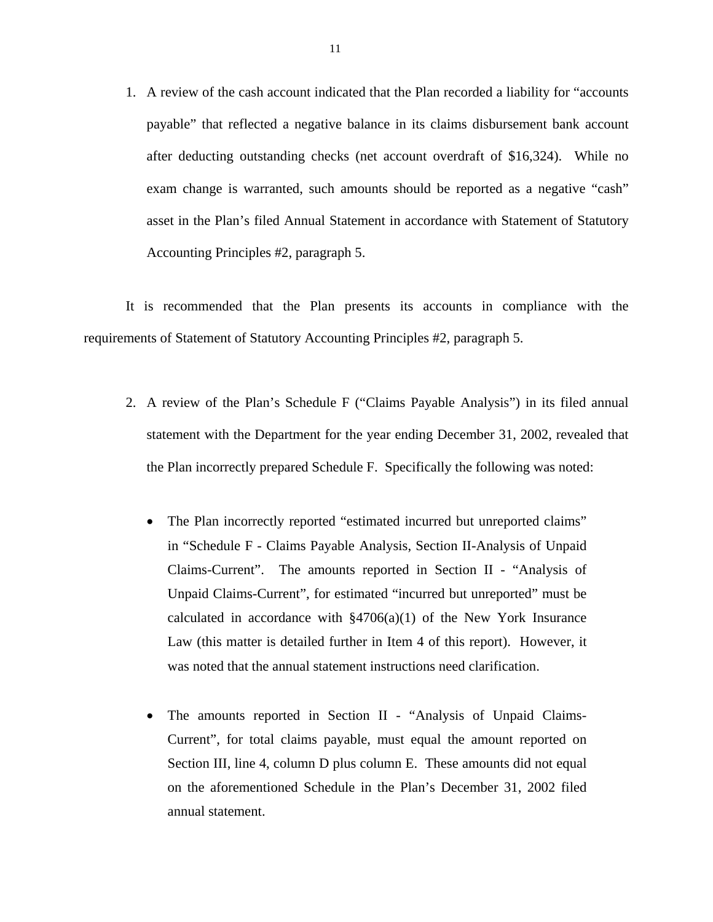1. A review of the cash account indicated that the Plan recorded a liability for "accounts payable" that reflected a negative balance in its claims disbursement bank account after deducting outstanding checks (net account overdraft of $16,324). While no exam change is warranted, such amounts should be reported as a negative "cash" asset in the Plan's filed Annual Statement in accordance with Statement of Statutory Accounting Principles #2, paragraph 5.

It is recommended that the Plan presents its accounts in compliance with the requirements of Statement of Statutory Accounting Principles #2, paragraph 5.

2. A review of the Plan's Schedule F ("Claims Payable Analysis") in its filed annual statement with the Department for the year ending December 31, 2002, revealed that the Plan incorrectly prepared Schedule F. Specifically the following was noted:

   - The Plan incorrectly reported "estimated incurred but unreported claims" in "Schedule F - Claims Payable Analysis, Section II-Analysis of Unpaid Claims-Current". The amounts reported in Section II - "Analysis of Unpaid Claims-Current", for estimated "incurred but unreported" must be calculated in accordance with §4706(a)(1) of the New York Insurance Law (this matter is detailed further in Item 4 of this report). However, it was noted that the annual statement instructions need clarification.

   - The amounts reported in Section II - "Analysis of Unpaid Claims-Current", for total claims payable, must equal the amount reported on Section III, line 4, column D plus column E. These amounts did not equal on the aforementioned Schedule in the Plan's December 31, 2002 filed annual statement.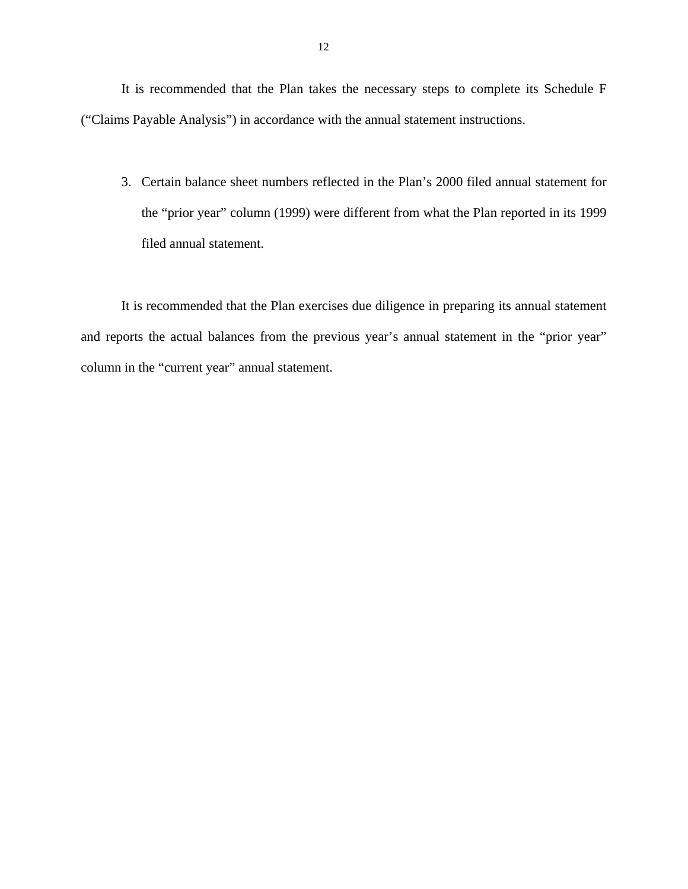It is recommended that the Plan takes the necessary steps to complete its Schedule F ("Claims Payable Analysis") in accordance with the annual statement instructions.

3. Certain balance sheet numbers reflected in the Plan's 2000 filed annual statement for the "prior year" column (1999) were different from what the Plan reported in its 1999 filed annual statement.

It is recommended that the Plan exercises due diligence in preparing its annual statement and reports the actual balances from the previous year's annual statement in the "prior year" column in the "current year" annual statement.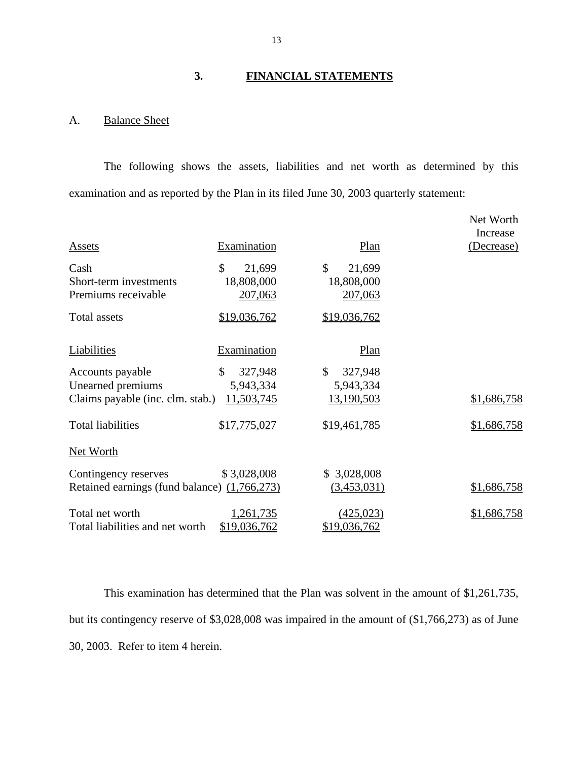## 3. FINANCIAL STATEMENTS

### A. Balance Sheet

The following shows the assets, liabilities and net worth as determined by this examination and as reported by the Plan in its filed June 30, 2003 quarterly statement:

| Assets | Examination | Plan | Net Worth Increase (Decrease) |
|---|---|---|---|
| Cash | $ 21,699 | $ 21,699 | |
| Short-term investments | 18,808,000 | 18,808,000 | |
| Premiums receivable | 207,063 | 207,063 | |
| Total assets | $19,036,762 | $19,036,762 | |
| **Liabilities** | **Examination** | **Plan** | |
| Accounts payable | $ 327,948 | $ 327,948 | |
| Unearned premiums | 5,943,334 | 5,943,334 | |
| Claims payable (inc. clm. stab.) | 11,503,745 | 13,190,503 | $1,686,758 |
| Total liabilities | $17,775,027 | $19,461,785 | $1,686,758 |
| **Net Worth** | | | |
| Contingency reserves | $ 3,028,008 | $ 3,028,008 | |
| Retained earnings (fund balance) | (1,766,273) | (3,453,031) | $1,686,758 |
| Total net worth | 1,261,735 | (425,023) | $1,686,758 |
| Total liabilities and net worth | $19,036,762 | $19,036,762 | |

This examination has determined that the Plan was solvent in the amount of $1,261,735, but its contingency reserve of $3,028,008 was impaired in the amount of ($1,766,273) as of June 30, 2003. Refer to item 4 herein.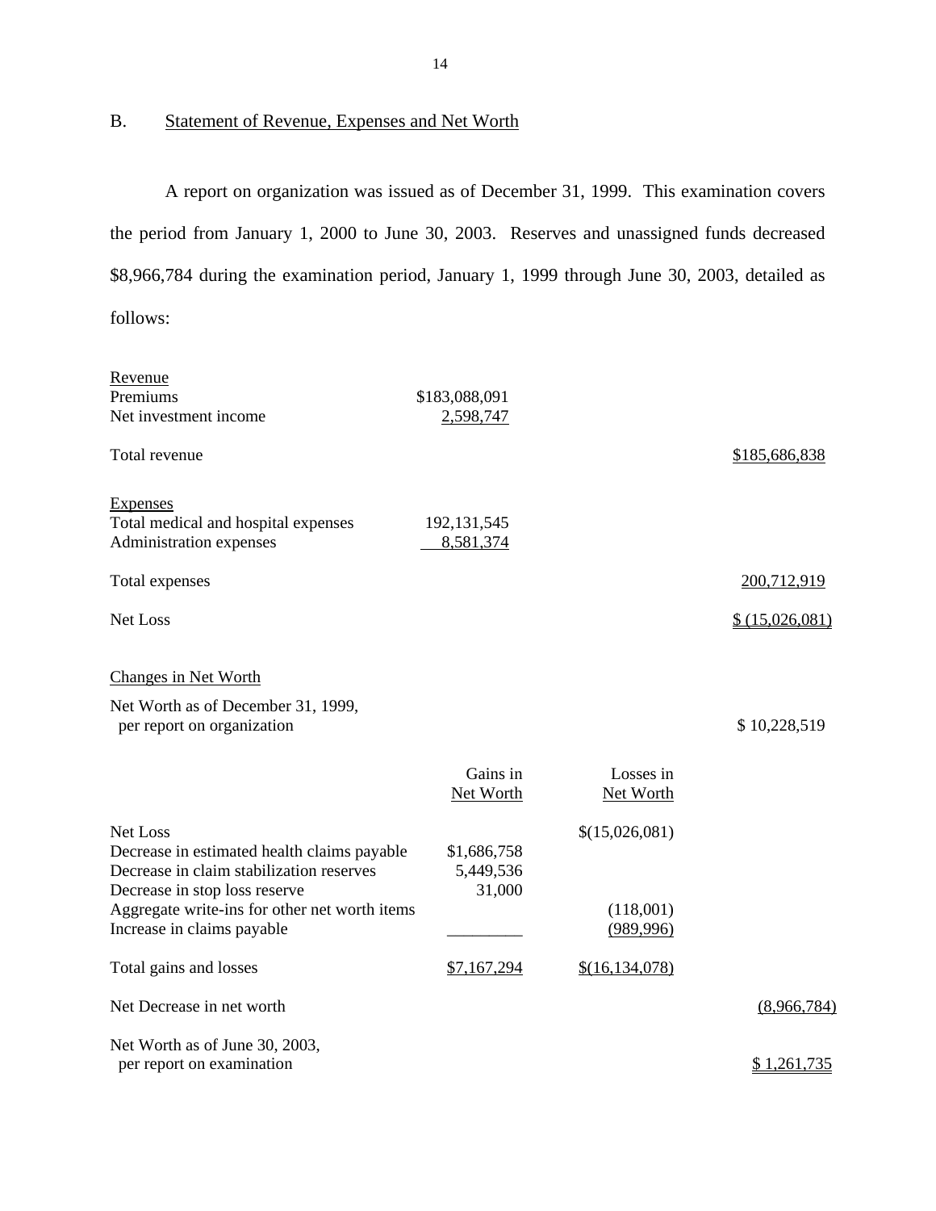## B. Statement of Revenue, Expenses and Net Worth

A report on organization was issued as of December 31, 1999. This examination covers the period from January 1, 2000 to June 30, 2003. Reserves and unassigned funds decreased $8,966,784 during the examination period, January 1, 1999 through June 30, 2003, detailed as follows:

| | | |
|---|---|---|
| Revenue | | |
| Premiums | $183,088,091 | |
| Net investment income | 2,598,747 | |
| Total revenue | | $185,686,838 |
| Expenses | | |
| Total medical and hospital expenses | 192,131,545 | |
| Administration expenses | 8,581,374 | |
| Total expenses | | 200,712,919 |
| Net Loss | | $ (15,026,081) |

Changes in Net Worth

| | Gains in Net Worth | Losses in Net Worth | |
|---|---|---|---|
| Net Worth as of December 31, 1999, per report on organization | | | $ 10,228,519 |
| Net Loss | | $(15,026,081) | |
| Decrease in estimated health claims payable | $1,686,758 | | |
| Decrease in claim stabilization reserves | 5,449,536 | | |
| Decrease in stop loss reserve | 31,000 | | |
| Aggregate write-ins for other net worth items | | (118,001) | |
| Increase in claims payable | | (989,996) | |
| Total gains and losses | $7,167,294 | $(16,134,078) | |
| Net Decrease in net worth | | | (8,966,784) |
| Net Worth as of June 30, 2003, per report on examination | | | $ 1,261,735 |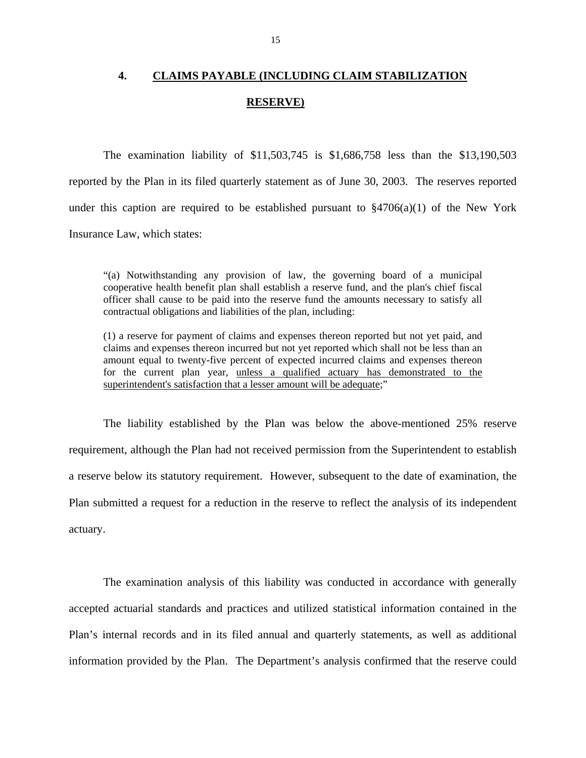## 4. CLAIMS PAYABLE (INCLUDING CLAIM STABILIZATION RESERVE)

The examination liability of $11,503,745 is $1,686,758 less than the $13,190,503 reported by the Plan in its filed quarterly statement as of June 30, 2003. The reserves reported under this caption are required to be established pursuant to §4706(a)(1) of the New York Insurance Law, which states:

> "(a) Notwithstanding any provision of law, the governing board of a municipal cooperative health benefit plan shall establish a reserve fund, and the plan's chief fiscal officer shall cause to be paid into the reserve fund the amounts necessary to satisfy all contractual obligations and liabilities of the plan, including:
>
> (1) a reserve for payment of claims and expenses thereon reported but not yet paid, and claims and expenses thereon incurred but not yet reported which shall not be less than an amount equal to twenty-five percent of expected incurred claims and expenses thereon for the current plan year, <u>unless a qualified actuary has demonstrated to the superintendent's satisfaction that a lesser amount will be adequate</u>;"

The liability established by the Plan was below the above-mentioned 25% reserve requirement, although the Plan had not received permission from the Superintendent to establish a reserve below its statutory requirement. However, subsequent to the date of examination, the Plan submitted a request for a reduction in the reserve to reflect the analysis of its independent actuary.

The examination analysis of this liability was conducted in accordance with generally accepted actuarial standards and practices and utilized statistical information contained in the Plan's internal records and in its filed annual and quarterly statements, as well as additional information provided by the Plan. The Department's analysis confirmed that the reserve could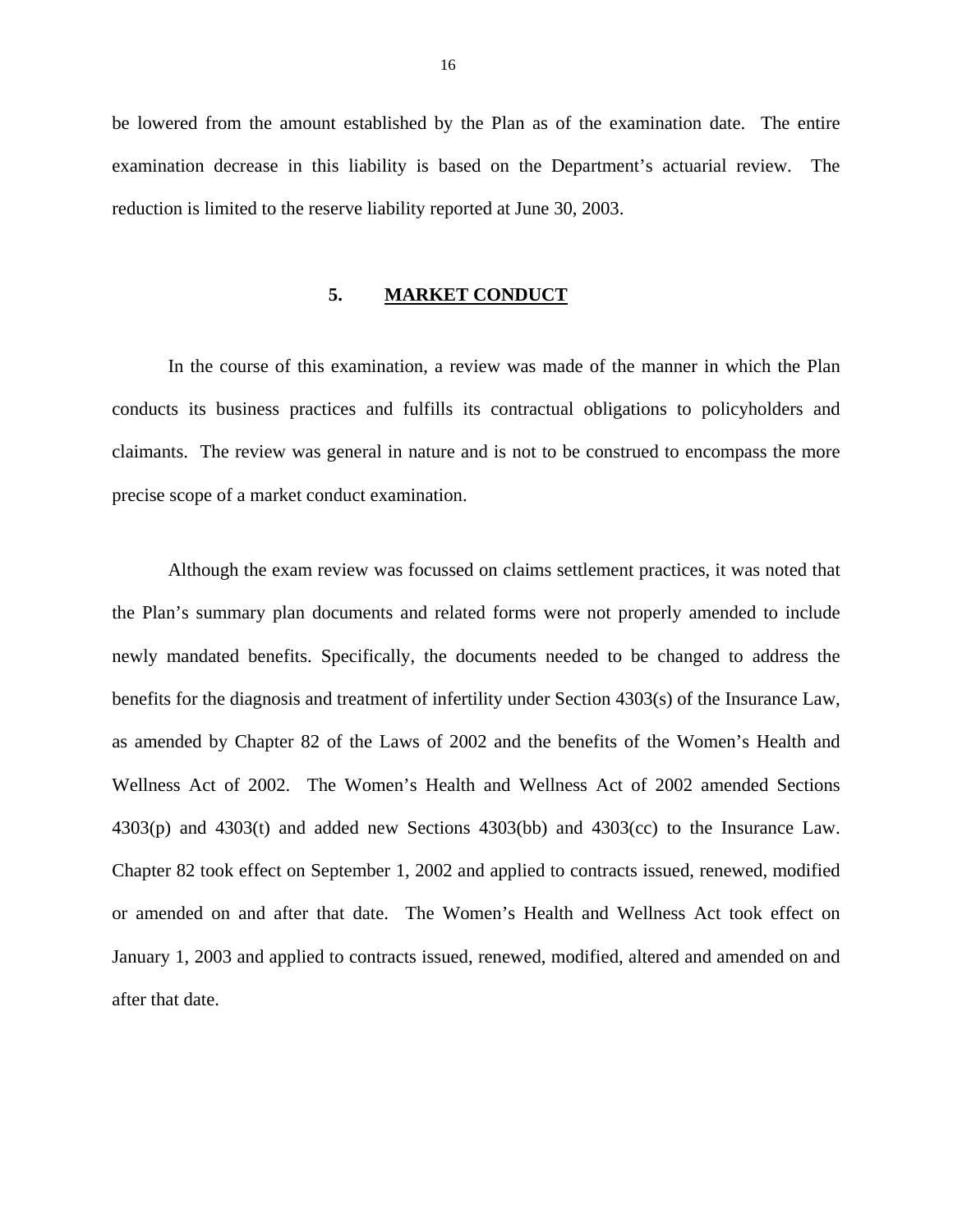be lowered from the amount established by the Plan as of the examination date. The entire examination decrease in this liability is based on the Department's actuarial review. The reduction is limited to the reserve liability reported at June 30, 2003.

## 5. MARKET CONDUCT

In the course of this examination, a review was made of the manner in which the Plan conducts its business practices and fulfills its contractual obligations to policyholders and claimants. The review was general in nature and is not to be construed to encompass the more precise scope of a market conduct examination.

Although the exam review was focussed on claims settlement practices, it was noted that the Plan's summary plan documents and related forms were not properly amended to include newly mandated benefits. Specifically, the documents needed to be changed to address the benefits for the diagnosis and treatment of infertility under Section 4303(s) of the Insurance Law, as amended by Chapter 82 of the Laws of 2002 and the benefits of the Women's Health and Wellness Act of 2002. The Women's Health and Wellness Act of 2002 amended Sections 4303(p) and 4303(t) and added new Sections 4303(bb) and 4303(cc) to the Insurance Law. Chapter 82 took effect on September 1, 2002 and applied to contracts issued, renewed, modified or amended on and after that date. The Women's Health and Wellness Act took effect on January 1, 2003 and applied to contracts issued, renewed, modified, altered and amended on and after that date.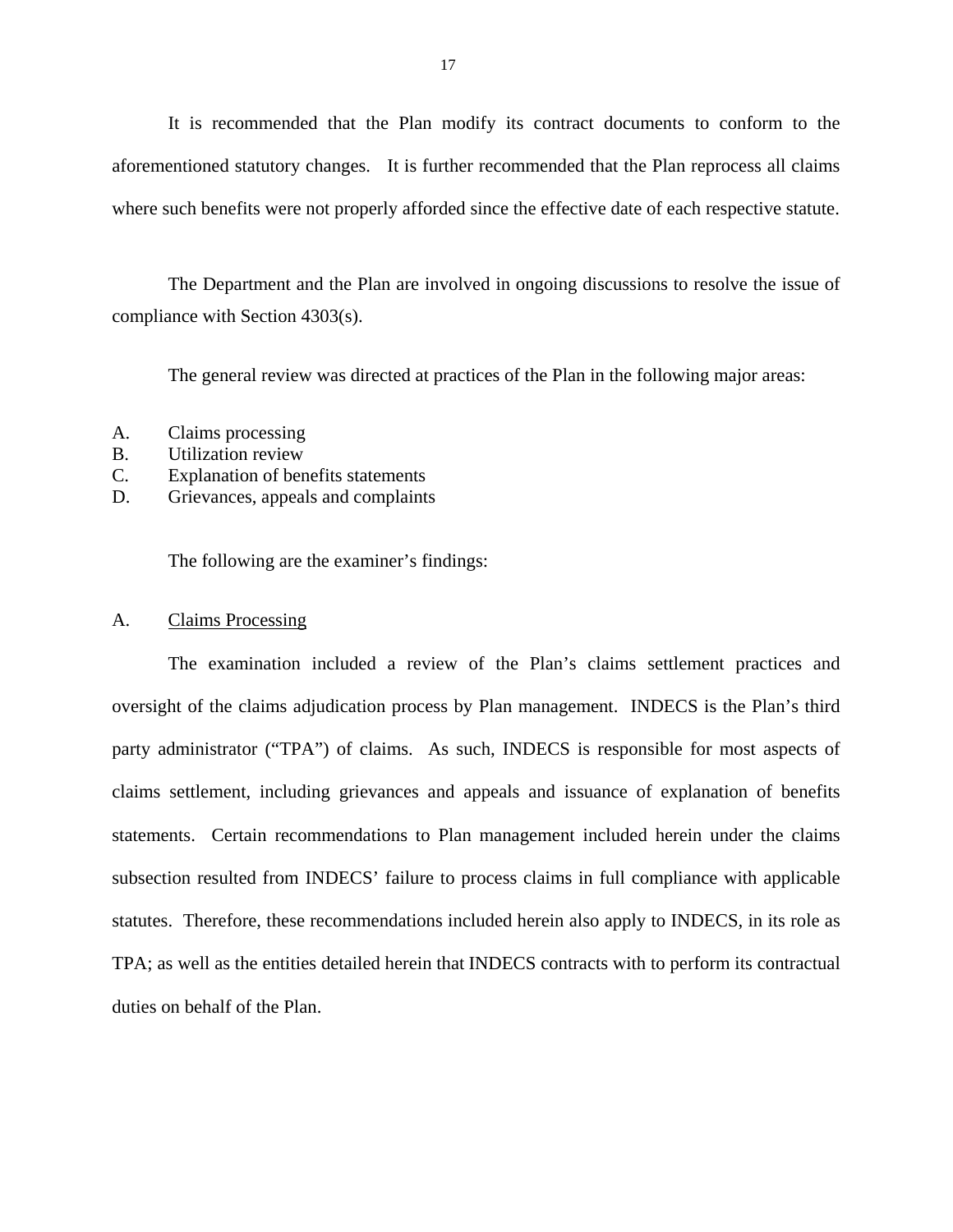It is recommended that the Plan modify its contract documents to conform to the aforementioned statutory changes. It is further recommended that the Plan reprocess all claims where such benefits were not properly afforded since the effective date of each respective statute.

The Department and the Plan are involved in ongoing discussions to resolve the issue of compliance with Section 4303(s).

The general review was directed at practices of the Plan in the following major areas:

A. Claims processing
B. Utilization review
C. Explanation of benefits statements
D. Grievances, appeals and complaints

The following are the examiner's findings:

## A. Claims Processing

The examination included a review of the Plan's claims settlement practices and oversight of the claims adjudication process by Plan management. INDECS is the Plan's third party administrator ("TPA") of claims. As such, INDECS is responsible for most aspects of claims settlement, including grievances and appeals and issuance of explanation of benefits statements. Certain recommendations to Plan management included herein under the claims subsection resulted from INDECS' failure to process claims in full compliance with applicable statutes. Therefore, these recommendations included herein also apply to INDECS, in its role as TPA; as well as the entities detailed herein that INDECS contracts with to perform its contractual duties on behalf of the Plan.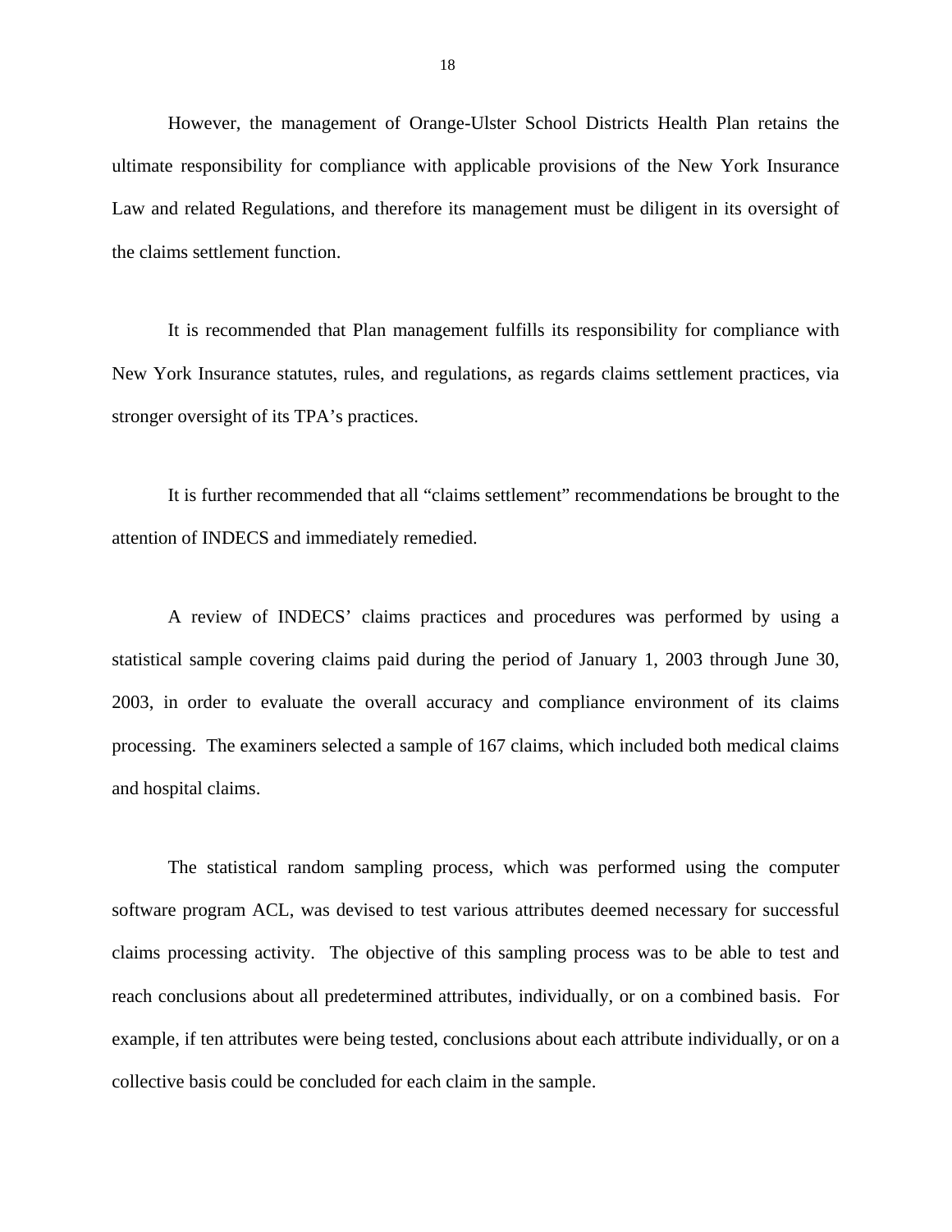However, the management of Orange-Ulster School Districts Health Plan retains the ultimate responsibility for compliance with applicable provisions of the New York Insurance Law and related Regulations, and therefore its management must be diligent in its oversight of the claims settlement function.

It is recommended that Plan management fulfills its responsibility for compliance with New York Insurance statutes, rules, and regulations, as regards claims settlement practices, via stronger oversight of its TPA's practices.

It is further recommended that all "claims settlement" recommendations be brought to the attention of INDECS and immediately remedied.

A review of INDECS' claims practices and procedures was performed by using a statistical sample covering claims paid during the period of January 1, 2003 through June 30, 2003, in order to evaluate the overall accuracy and compliance environment of its claims processing. The examiners selected a sample of 167 claims, which included both medical claims and hospital claims.

The statistical random sampling process, which was performed using the computer software program ACL, was devised to test various attributes deemed necessary for successful claims processing activity. The objective of this sampling process was to be able to test and reach conclusions about all predetermined attributes, individually, or on a combined basis. For example, if ten attributes were being tested, conclusions about each attribute individually, or on a collective basis could be concluded for each claim in the sample.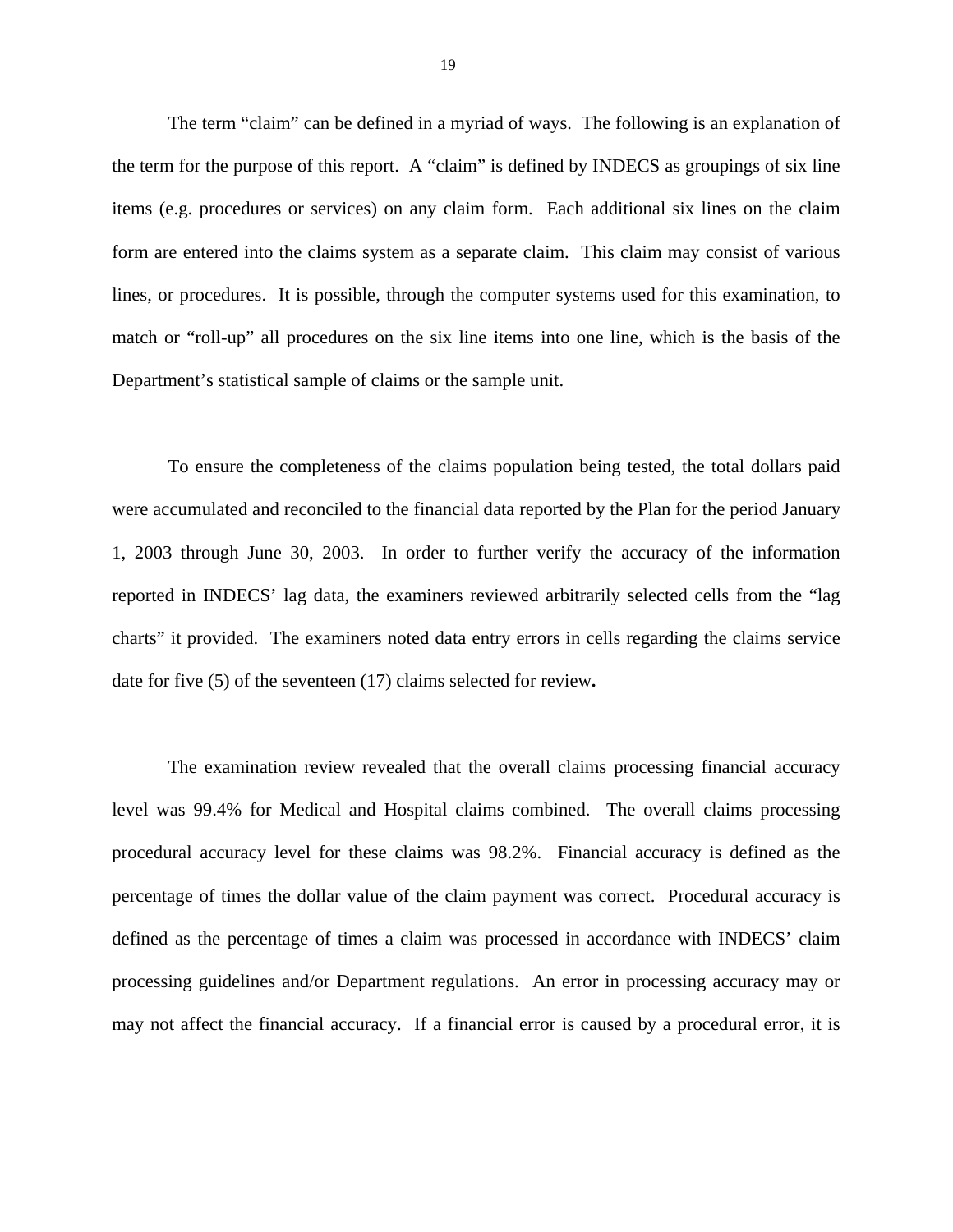The term "claim" can be defined in a myriad of ways. The following is an explanation of the term for the purpose of this report. A "claim" is defined by INDECS as groupings of six line items (e.g. procedures or services) on any claim form. Each additional six lines on the claim form are entered into the claims system as a separate claim. This claim may consist of various lines, or procedures. It is possible, through the computer systems used for this examination, to match or "roll-up" all procedures on the six line items into one line, which is the basis of the Department's statistical sample of claims or the sample unit.

To ensure the completeness of the claims population being tested, the total dollars paid were accumulated and reconciled to the financial data reported by the Plan for the period January 1, 2003 through June 30, 2003. In order to further verify the accuracy of the information reported in INDECS' lag data, the examiners reviewed arbitrarily selected cells from the "lag charts" it provided. The examiners noted data entry errors in cells regarding the claims service date for five (5) of the seventeen (17) claims selected for review**.**

The examination review revealed that the overall claims processing financial accuracy level was 99.4% for Medical and Hospital claims combined. The overall claims processing procedural accuracy level for these claims was 98.2%. Financial accuracy is defined as the percentage of times the dollar value of the claim payment was correct. Procedural accuracy is defined as the percentage of times a claim was processed in accordance with INDECS' claim processing guidelines and/or Department regulations. An error in processing accuracy may or may not affect the financial accuracy. If a financial error is caused by a procedural error, it is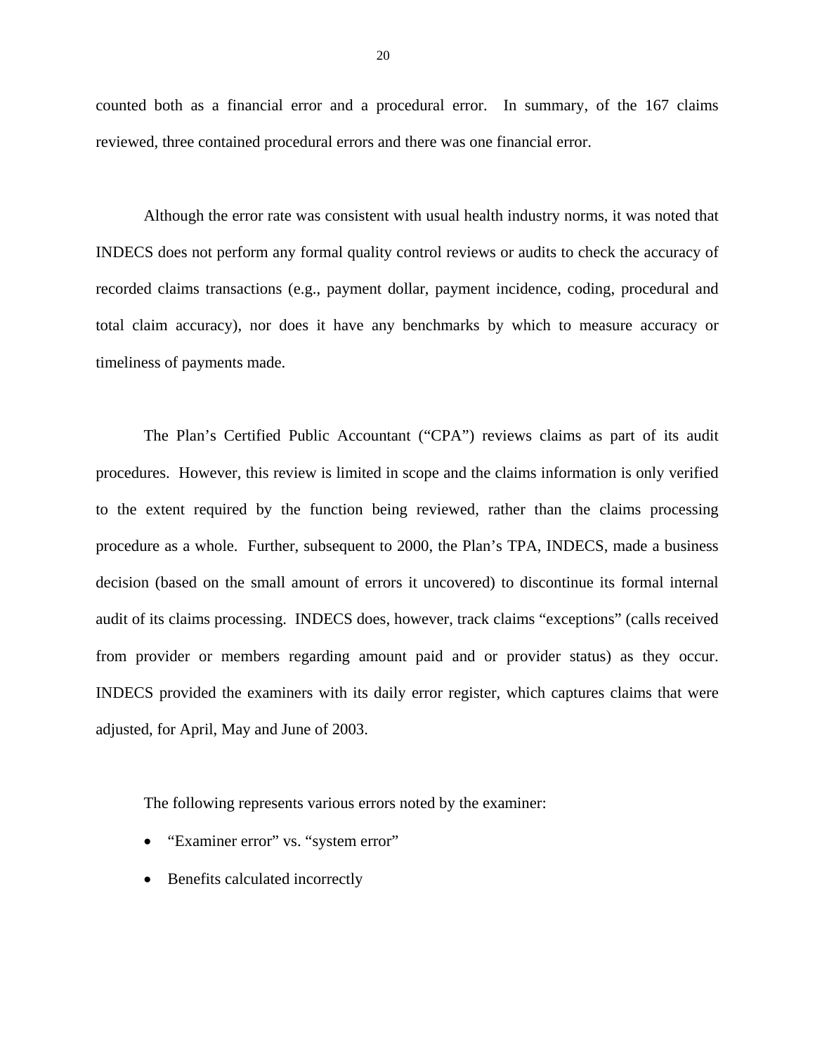counted both as a financial error and a procedural error. In summary, of the 167 claims reviewed, three contained procedural errors and there was one financial error.

Although the error rate was consistent with usual health industry norms, it was noted that INDECS does not perform any formal quality control reviews or audits to check the accuracy of recorded claims transactions (e.g., payment dollar, payment incidence, coding, procedural and total claim accuracy), nor does it have any benchmarks by which to measure accuracy or timeliness of payments made.

The Plan's Certified Public Accountant ("CPA") reviews claims as part of its audit procedures. However, this review is limited in scope and the claims information is only verified to the extent required by the function being reviewed, rather than the claims processing procedure as a whole. Further, subsequent to 2000, the Plan's TPA, INDECS, made a business decision (based on the small amount of errors it uncovered) to discontinue its formal internal audit of its claims processing. INDECS does, however, track claims "exceptions" (calls received from provider or members regarding amount paid and or provider status) as they occur. INDECS provided the examiners with its daily error register, which captures claims that were adjusted, for April, May and June of 2003.

The following represents various errors noted by the examiner:

- "Examiner error" vs. "system error"
- Benefits calculated incorrectly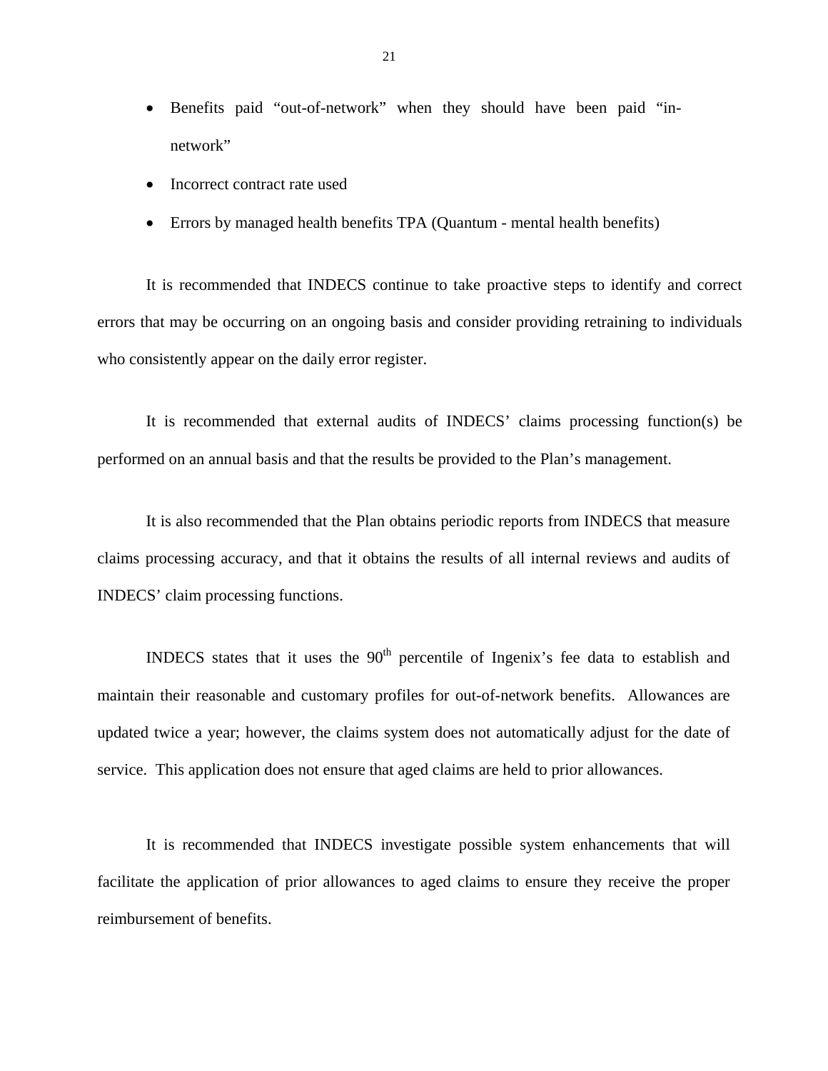- Benefits paid "out-of-network" when they should have been paid "in-network"
- Incorrect contract rate used
- Errors by managed health benefits TPA (Quantum - mental health benefits)

It is recommended that INDECS continue to take proactive steps to identify and correct errors that may be occurring on an ongoing basis and consider providing retraining to individuals who consistently appear on the daily error register.

It is recommended that external audits of INDECS' claims processing function(s) be performed on an annual basis and that the results be provided to the Plan's management.

It is also recommended that the Plan obtains periodic reports from INDECS that measure claims processing accuracy, and that it obtains the results of all internal reviews and audits of INDECS' claim processing functions.

INDECS states that it uses the 90th percentile of Ingenix's fee data to establish and maintain their reasonable and customary profiles for out-of-network benefits. Allowances are updated twice a year; however, the claims system does not automatically adjust for the date of service. This application does not ensure that aged claims are held to prior allowances.

It is recommended that INDECS investigate possible system enhancements that will facilitate the application of prior allowances to aged claims to ensure they receive the proper reimbursement of benefits.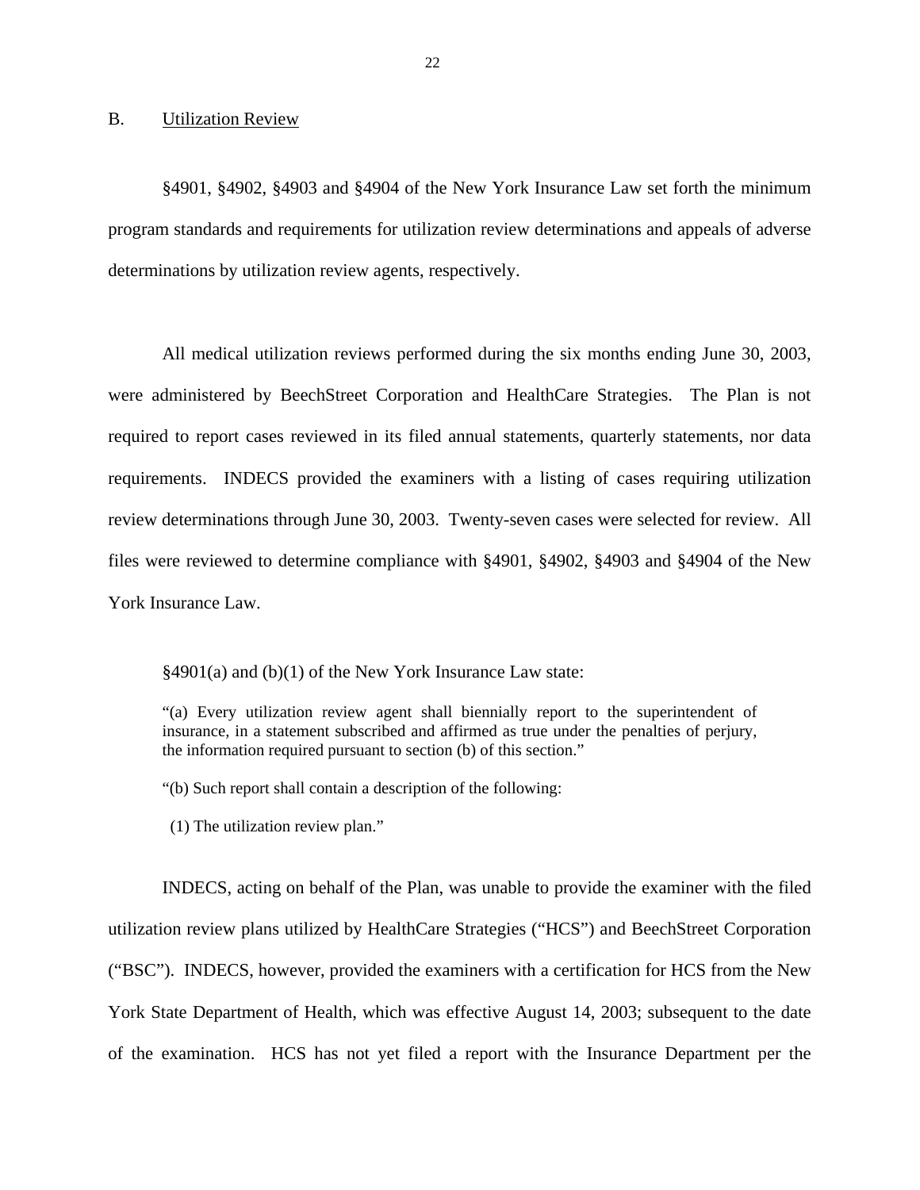## B. Utilization Review

§4901, §4902, §4903 and §4904 of the New York Insurance Law set forth the minimum program standards and requirements for utilization review determinations and appeals of adverse determinations by utilization review agents, respectively.

All medical utilization reviews performed during the six months ending June 30, 2003, were administered by BeechStreet Corporation and HealthCare Strategies. The Plan is not required to report cases reviewed in its filed annual statements, quarterly statements, nor data requirements. INDECS provided the examiners with a listing of cases requiring utilization review determinations through June 30, 2003. Twenty-seven cases were selected for review. All files were reviewed to determine compliance with §4901, §4902, §4903 and §4904 of the New York Insurance Law.

§4901(a) and (b)(1) of the New York Insurance Law state:

> "(a) Every utilization review agent shall biennially report to the superintendent of insurance, in a statement subscribed and affirmed as true under the penalties of perjury, the information required pursuant to section (b) of this section."
>
> "(b) Such report shall contain a description of the following:
>
> (1) The utilization review plan."

INDECS, acting on behalf of the Plan, was unable to provide the examiner with the filed utilization review plans utilized by HealthCare Strategies ("HCS") and BeechStreet Corporation ("BSC"). INDECS, however, provided the examiners with a certification for HCS from the New York State Department of Health, which was effective August 14, 2003; subsequent to the date of the examination. HCS has not yet filed a report with the Insurance Department per the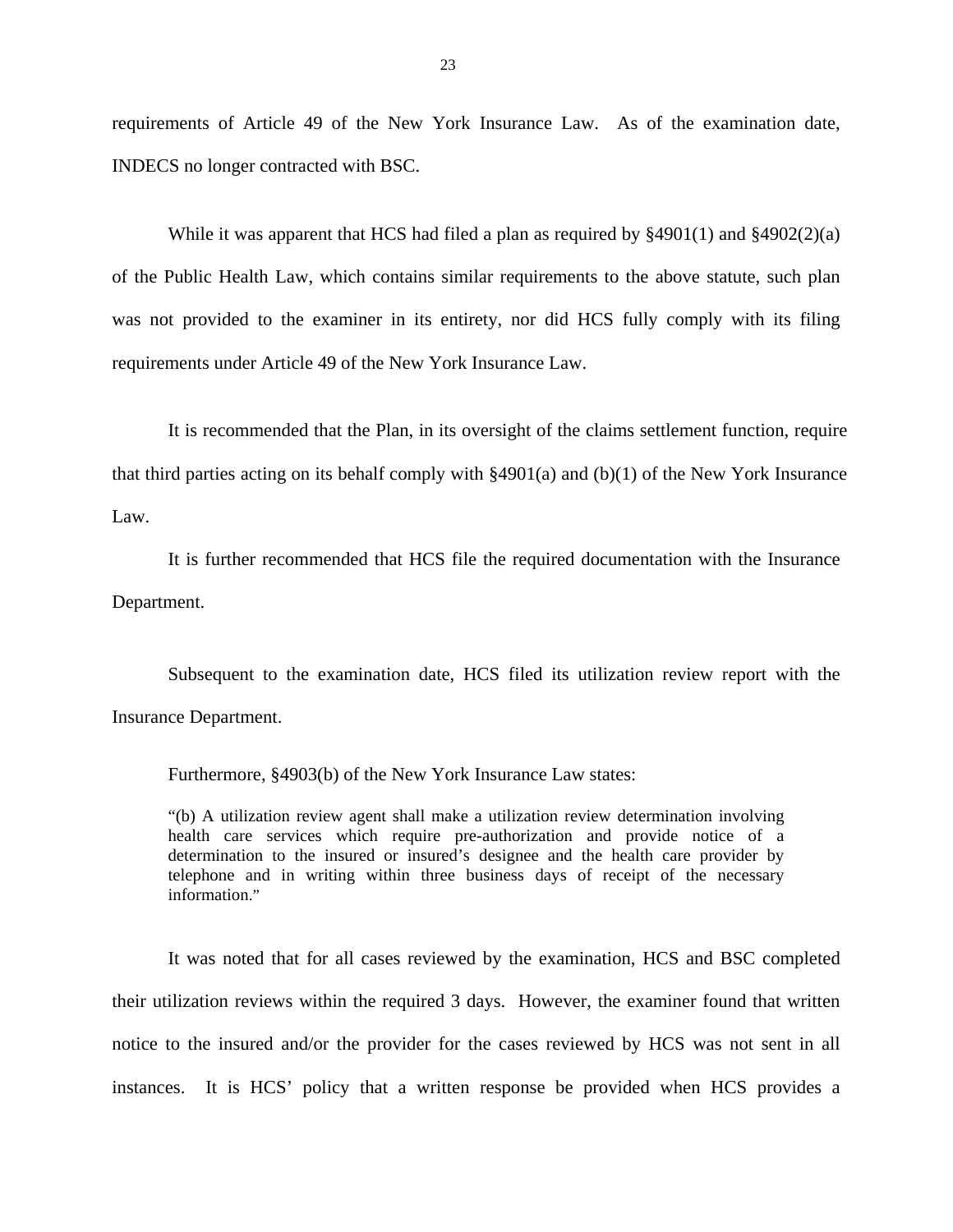requirements of Article 49 of the New York Insurance Law. As of the examination date, INDECS no longer contracted with BSC.

While it was apparent that HCS had filed a plan as required by §4901(1) and §4902(2)(a) of the Public Health Law, which contains similar requirements to the above statute, such plan was not provided to the examiner in its entirety, nor did HCS fully comply with its filing requirements under Article 49 of the New York Insurance Law.

It is recommended that the Plan, in its oversight of the claims settlement function, require that third parties acting on its behalf comply with §4901(a) and (b)(1) of the New York Insurance Law.

It is further recommended that HCS file the required documentation with the Insurance Department.

Subsequent to the examination date, HCS filed its utilization review report with the Insurance Department.

Furthermore, §4903(b) of the New York Insurance Law states:

> "(b) A utilization review agent shall make a utilization review determination involving health care services which require pre-authorization and provide notice of a determination to the insured or insured's designee and the health care provider by telephone and in writing within three business days of receipt of the necessary information."

It was noted that for all cases reviewed by the examination, HCS and BSC completed their utilization reviews within the required 3 days. However, the examiner found that written notice to the insured and/or the provider for the cases reviewed by HCS was not sent in all instances. It is HCS' policy that a written response be provided when HCS provides a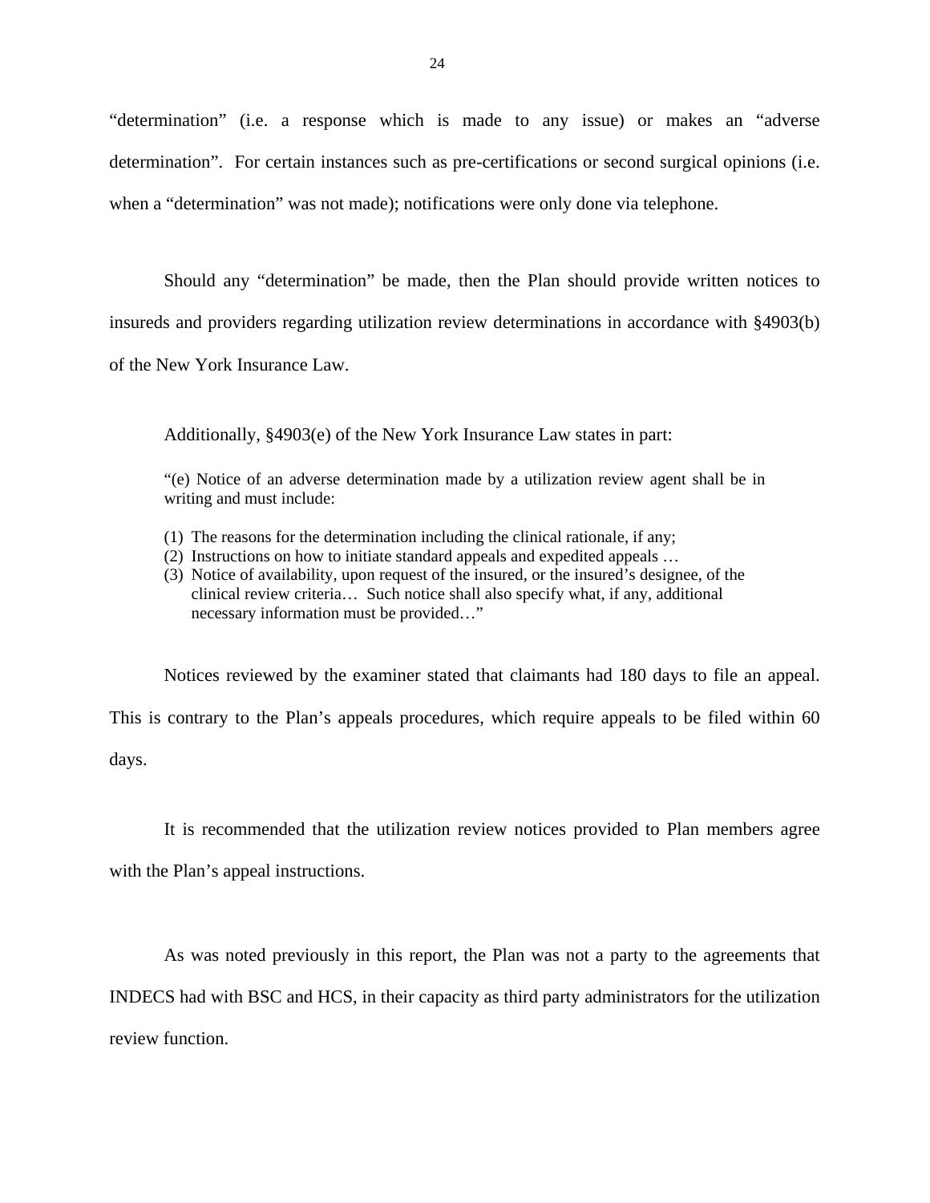"determination" (i.e. a response which is made to any issue) or makes an "adverse determination". For certain instances such as pre-certifications or second surgical opinions (i.e. when a "determination" was not made); notifications were only done via telephone.

Should any "determination" be made, then the Plan should provide written notices to insureds and providers regarding utilization review determinations in accordance with §4903(b) of the New York Insurance Law.

Additionally, §4903(e) of the New York Insurance Law states in part:

> "(e) Notice of an adverse determination made by a utilization review agent shall be in writing and must include:
>
> (1) The reasons for the determination including the clinical rationale, if any;
> (2) Instructions on how to initiate standard appeals and expedited appeals …
> (3) Notice of availability, upon request of the insured, or the insured's designee, of the clinical review criteria… Such notice shall also specify what, if any, additional necessary information must be provided…"

Notices reviewed by the examiner stated that claimants had 180 days to file an appeal. This is contrary to the Plan's appeals procedures, which require appeals to be filed within 60 days.

It is recommended that the utilization review notices provided to Plan members agree with the Plan's appeal instructions.

As was noted previously in this report, the Plan was not a party to the agreements that INDECS had with BSC and HCS, in their capacity as third party administrators for the utilization review function.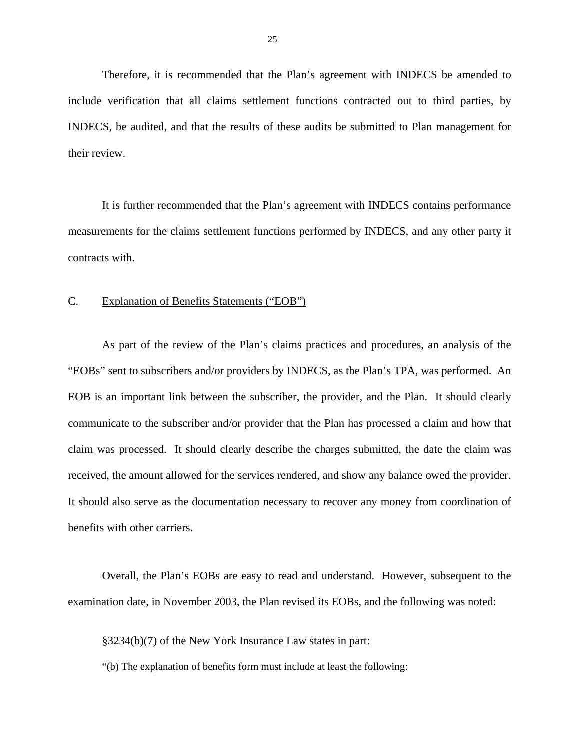Therefore, it is recommended that the Plan's agreement with INDECS be amended to include verification that all claims settlement functions contracted out to third parties, by INDECS, be audited, and that the results of these audits be submitted to Plan management for their review.

It is further recommended that the Plan's agreement with INDECS contains performance measurements for the claims settlement functions performed by INDECS, and any other party it contracts with.

C. Explanation of Benefits Statements ("EOB")

As part of the review of the Plan's claims practices and procedures, an analysis of the "EOBs" sent to subscribers and/or providers by INDECS, as the Plan's TPA, was performed. An EOB is an important link between the subscriber, the provider, and the Plan. It should clearly communicate to the subscriber and/or provider that the Plan has processed a claim and how that claim was processed. It should clearly describe the charges submitted, the date the claim was received, the amount allowed for the services rendered, and show any balance owed the provider. It should also serve as the documentation necessary to recover any money from coordination of benefits with other carriers.

Overall, the Plan's EOBs are easy to read and understand. However, subsequent to the examination date, in November 2003, the Plan revised its EOBs, and the following was noted:

§3234(b)(7) of the New York Insurance Law states in part:

"(b) The explanation of benefits form must include at least the following: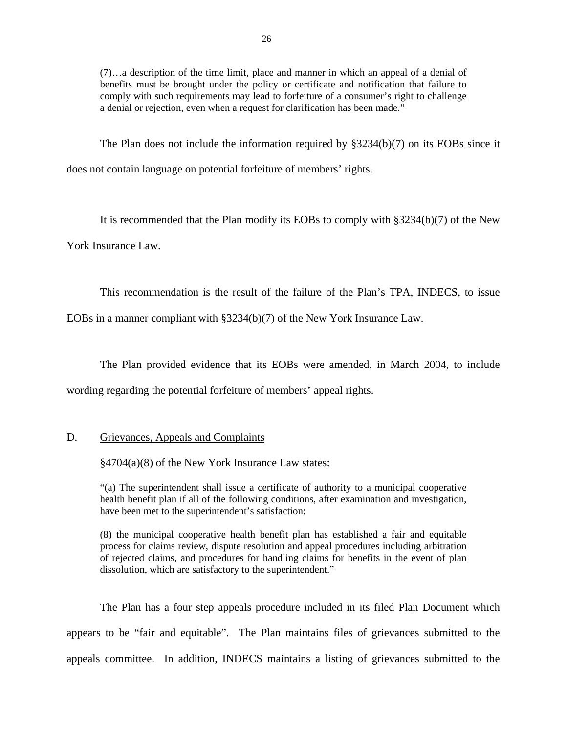> (7)…a description of the time limit, place and manner in which an appeal of a denial of benefits must be brought under the policy or certificate and notification that failure to comply with such requirements may lead to forfeiture of a consumer's right to challenge a denial or rejection, even when a request for clarification has been made."

The Plan does not include the information required by §3234(b)(7) on its EOBs since it does not contain language on potential forfeiture of members' rights.

It is recommended that the Plan modify its EOBs to comply with §3234(b)(7) of the New York Insurance Law.

This recommendation is the result of the failure of the Plan's TPA, INDECS, to issue EOBs in a manner compliant with §3234(b)(7) of the New York Insurance Law.

The Plan provided evidence that its EOBs were amended, in March 2004, to include wording regarding the potential forfeiture of members' appeal rights.

## D. Grievances, Appeals and Complaints

§4704(a)(8) of the New York Insurance Law states:

> "(a) The superintendent shall issue a certificate of authority to a municipal cooperative health benefit plan if all of the following conditions, after examination and investigation, have been met to the superintendent's satisfaction:
>
> (8) the municipal cooperative health benefit plan has established a fair and equitable process for claims review, dispute resolution and appeal procedures including arbitration of rejected claims, and procedures for handling claims for benefits in the event of plan dissolution, which are satisfactory to the superintendent."

The Plan has a four step appeals procedure included in its filed Plan Document which appears to be "fair and equitable". The Plan maintains files of grievances submitted to the appeals committee. In addition, INDECS maintains a listing of grievances submitted to the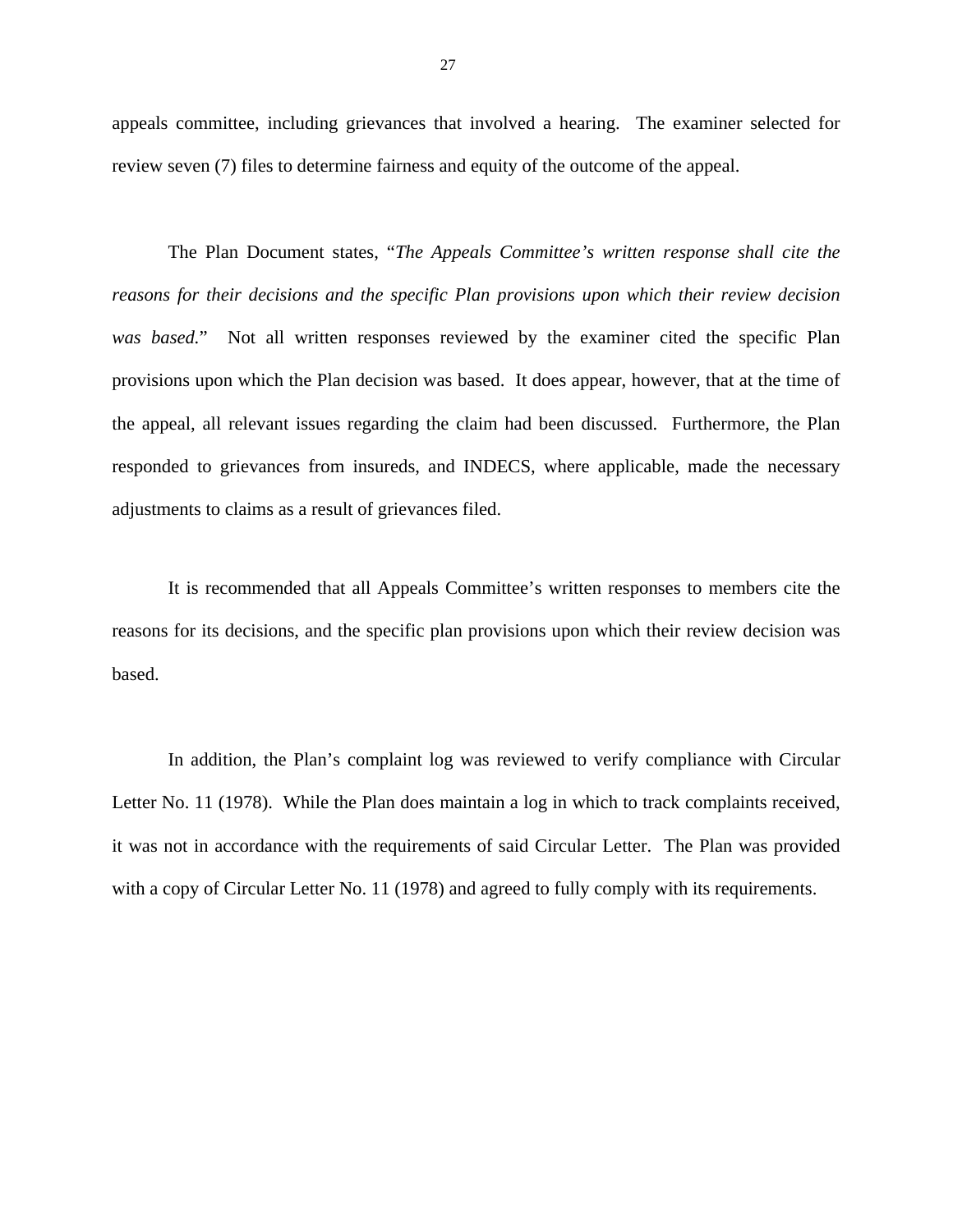appeals committee, including grievances that involved a hearing. The examiner selected for review seven (7) files to determine fairness and equity of the outcome of the appeal.

The Plan Document states, "*The Appeals Committee's written response shall cite the reasons for their decisions and the specific Plan provisions upon which their review decision was based.*" Not all written responses reviewed by the examiner cited the specific Plan provisions upon which the Plan decision was based. It does appear, however, that at the time of the appeal, all relevant issues regarding the claim had been discussed. Furthermore, the Plan responded to grievances from insureds, and INDECS, where applicable, made the necessary adjustments to claims as a result of grievances filed.

It is recommended that all Appeals Committee's written responses to members cite the reasons for its decisions, and the specific plan provisions upon which their review decision was based.

In addition, the Plan's complaint log was reviewed to verify compliance with Circular Letter No. 11 (1978). While the Plan does maintain a log in which to track complaints received, it was not in accordance with the requirements of said Circular Letter. The Plan was provided with a copy of Circular Letter No. 11 (1978) and agreed to fully comply with its requirements.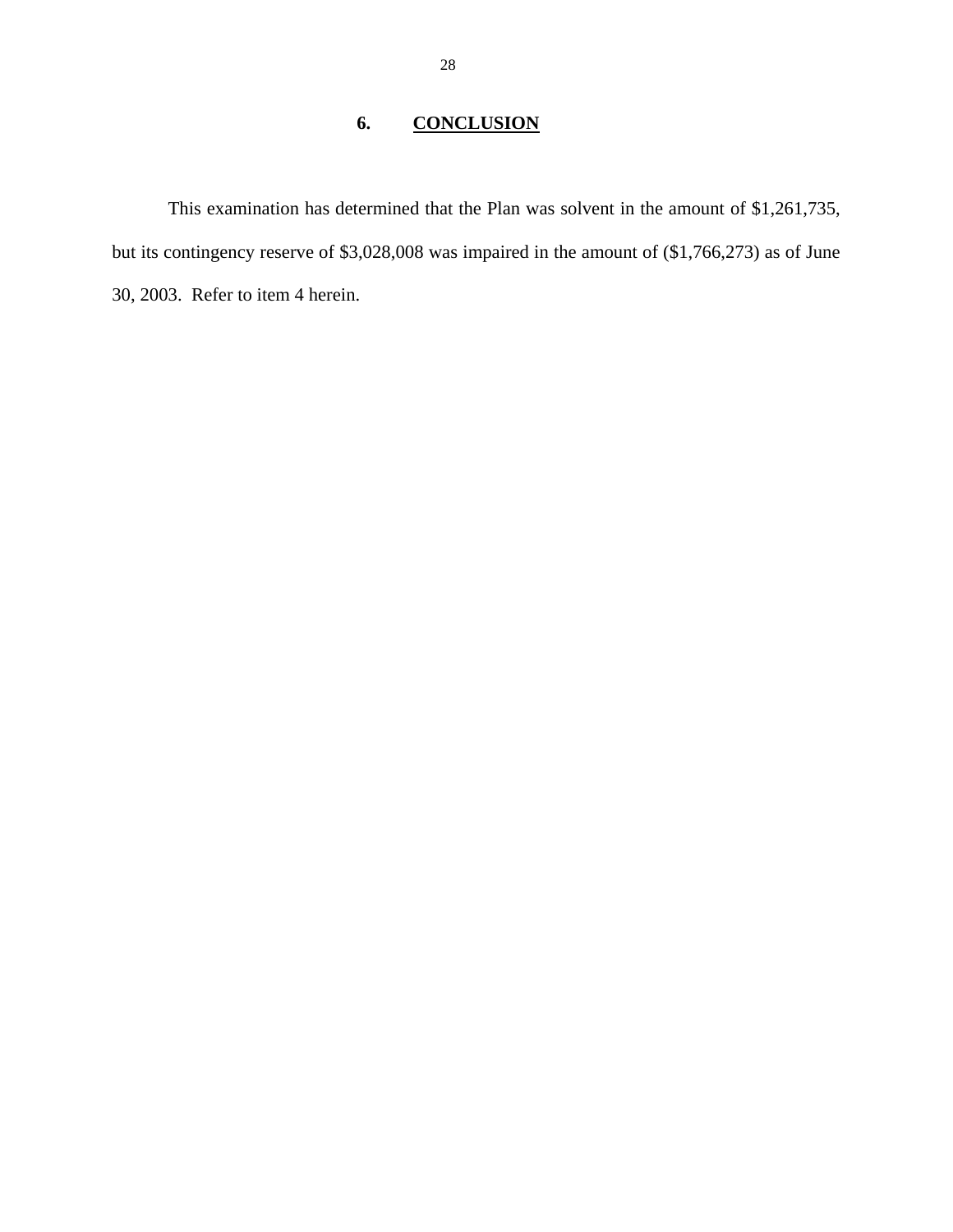## 6. **CONCLUSION**

This examination has determined that the Plan was solvent in the amount of $1,261,735, but its contingency reserve of $3,028,008 was impaired in the amount of ($1,766,273) as of June 30, 2003. Refer to item 4 herein.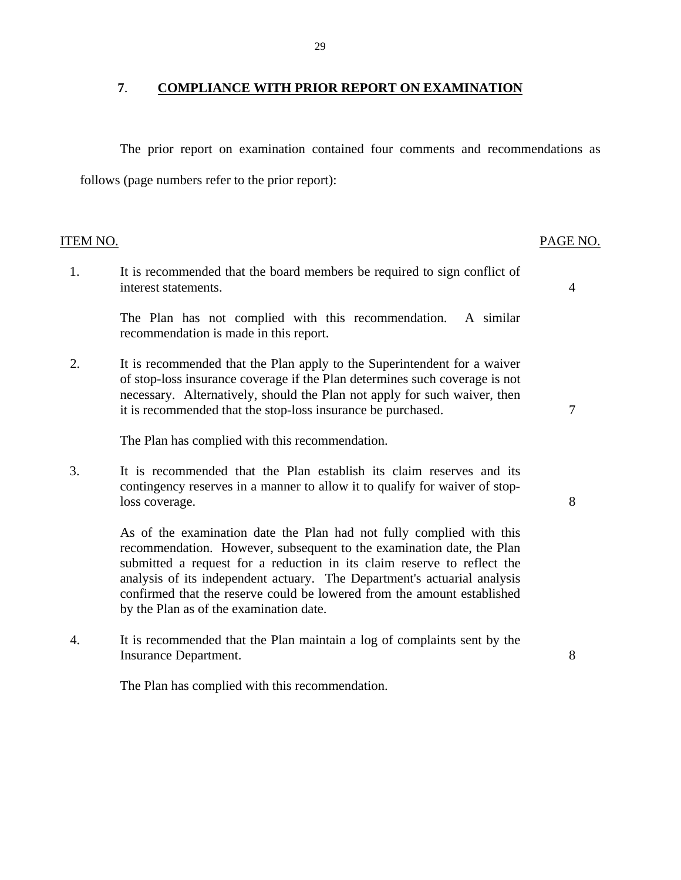## 7. COMPLIANCE WITH PRIOR REPORT ON EXAMINATION

The prior report on examination contained four comments and recommendations as follows (page numbers refer to the prior report):

| ITEM NO. | | PAGE NO. |
|---|---|---|
| 1. | It is recommended that the board members be required to sign conflict of interest statements.<br><br>The Plan has not complied with this recommendation. A similar recommendation is made in this report. | 4 |
| 2. | It is recommended that the Plan apply to the Superintendent for a waiver of stop-loss insurance coverage if the Plan determines such coverage is not necessary. Alternatively, should the Plan not apply for such waiver, then it is recommended that the stop-loss insurance be purchased.<br><br>The Plan has complied with this recommendation. | 7 |
| 3. | It is recommended that the Plan establish its claim reserves and its contingency reserves in a manner to allow it to qualify for waiver of stop-loss coverage.<br><br>As of the examination date the Plan had not fully complied with this recommendation. However, subsequent to the examination date, the Plan submitted a request for a reduction in its claim reserve to reflect the analysis of its independent actuary. The Department's actuarial analysis confirmed that the reserve could be lowered from the amount established by the Plan as of the examination date. | 8 |
| 4. | It is recommended that the Plan maintain a log of complaints sent by the Insurance Department.<br><br>The Plan has complied with this recommendation. | 8 |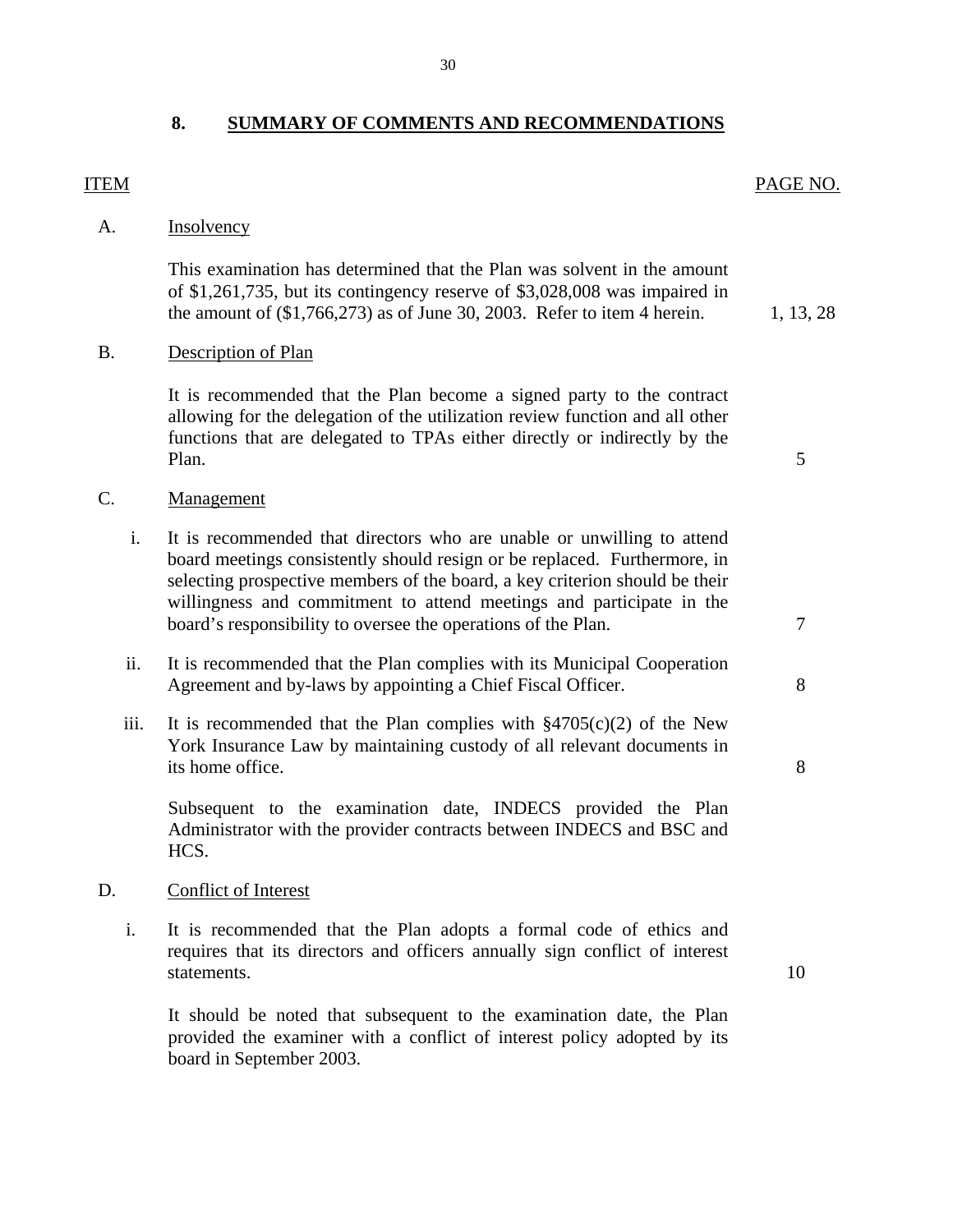## 8. SUMMARY OF COMMENTS AND RECOMMENDATIONS

| ITEM | | PAGE NO. |
|---|---|---|
| A. | Insolvency | |
| | This examination has determined that the Plan was solvent in the amount of $1,261,735, but its contingency reserve of $3,028,008 was impaired in the amount of ($1,766,273) as of June 30, 2003. Refer to item 4 herein. | 1, 13, 28 |
| B. | Description of Plan | |
| | It is recommended that the Plan become a signed party to the contract allowing for the delegation of the utilization review function and all other functions that are delegated to TPAs either directly or indirectly by the Plan. | 5 |
| C. | Management | |
| i. | It is recommended that directors who are unable or unwilling to attend board meetings consistently should resign or be replaced. Furthermore, in selecting prospective members of the board, a key criterion should be their willingness and commitment to attend meetings and participate in the board's responsibility to oversee the operations of the Plan. | 7 |
| ii. | It is recommended that the Plan complies with its Municipal Cooperation Agreement and by-laws by appointing a Chief Fiscal Officer. | 8 |
| iii. | It is recommended that the Plan complies with §4705(c)(2) of the New York Insurance Law by maintaining custody of all relevant documents in its home office. | 8 |
| | Subsequent to the examination date, INDECS provided the Plan Administrator with the provider contracts between INDECS and BSC and HCS. | |
| D. | Conflict of Interest | |
| i. | It is recommended that the Plan adopts a formal code of ethics and requires that its directors and officers annually sign conflict of interest statements. | 10 |
| | It should be noted that subsequent to the examination date, the Plan provided the examiner with a conflict of interest policy adopted by its board in September 2003. | |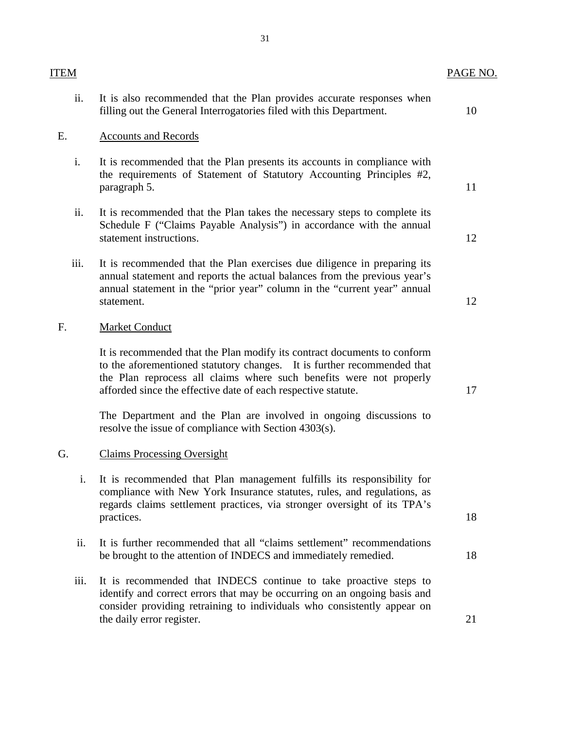| ITEM | | PAGE NO. |
|---|---|---|
| ii. | It is also recommended that the Plan provides accurate responses when filling out the General Interrogatories filed with this Department. | 10 |
| E. | Accounts and Records | |
| i. | It is recommended that the Plan presents its accounts in compliance with the requirements of Statement of Statutory Accounting Principles #2, paragraph 5. | 11 |
| ii. | It is recommended that the Plan takes the necessary steps to complete its Schedule F ("Claims Payable Analysis") in accordance with the annual statement instructions. | 12 |
| iii. | It is recommended that the Plan exercises due diligence in preparing its annual statement and reports the actual balances from the previous year's annual statement in the "prior year" column in the "current year" annual statement. | 12 |
| F. | Market Conduct | |
| | It is recommended that the Plan modify its contract documents to conform to the aforementioned statutory changes. It is further recommended that the Plan reprocess all claims where such benefits were not properly afforded since the effective date of each respective statute. | 17 |
| | The Department and the Plan are involved in ongoing discussions to resolve the issue of compliance with Section 4303(s). | |
| G. | Claims Processing Oversight | |
| i. | It is recommended that Plan management fulfills its responsibility for compliance with New York Insurance statutes, rules, and regulations, as regards claims settlement practices, via stronger oversight of its TPA's practices. | 18 |
| ii. | It is further recommended that all "claims settlement" recommendations be brought to the attention of INDECS and immediately remedied. | 18 |
| iii. | It is recommended that INDECS continue to take proactive steps to identify and correct errors that may be occurring on an ongoing basis and consider providing retraining to individuals who consistently appear on the daily error register. | 21 |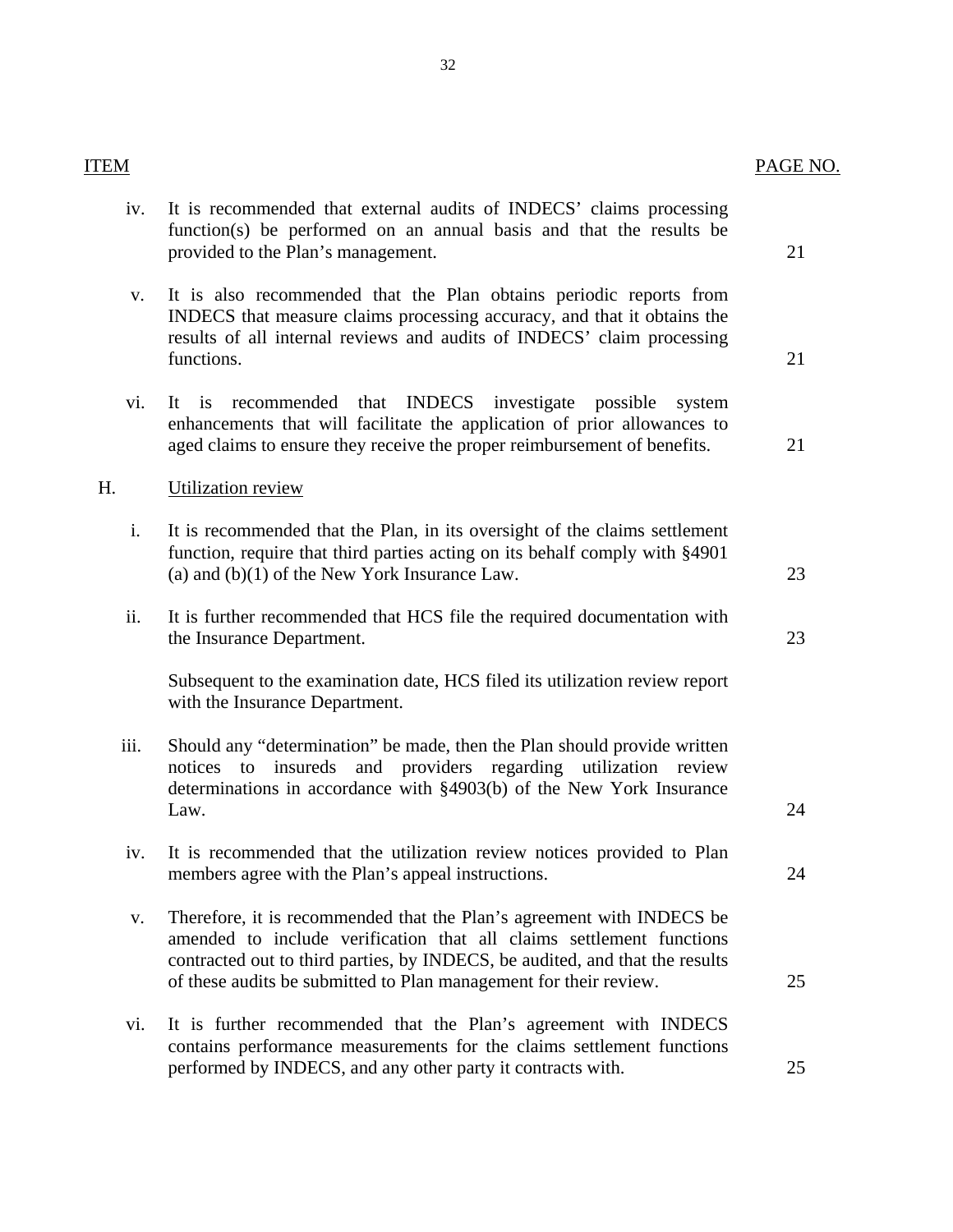| ITEM | | PAGE NO. |
|---|---|---|
| iv. | It is recommended that external audits of INDECS' claims processing function(s) be performed on an annual basis and that the results be provided to the Plan's management. | 21 |
| v. | It is also recommended that the Plan obtains periodic reports from INDECS that measure claims processing accuracy, and that it obtains the results of all internal reviews and audits of INDECS' claim processing functions. | 21 |
| vi. | It is recommended that INDECS investigate possible system enhancements that will facilitate the application of prior allowances to aged claims to ensure they receive the proper reimbursement of benefits. | 21 |
| H. | Utilization review | |
| i. | It is recommended that the Plan, in its oversight of the claims settlement function, require that third parties acting on its behalf comply with §4901 (a) and (b)(1) of the New York Insurance Law. | 23 |
| ii. | It is further recommended that HCS file the required documentation with the Insurance Department.<br><br>Subsequent to the examination date, HCS filed its utilization review report with the Insurance Department. | 23 |
| iii. | Should any "determination" be made, then the Plan should provide written notices to insureds and providers regarding utilization review determinations in accordance with §4903(b) of the New York Insurance Law. | 24 |
| iv. | It is recommended that the utilization review notices provided to Plan members agree with the Plan's appeal instructions. | 24 |
| v. | Therefore, it is recommended that the Plan's agreement with INDECS be amended to include verification that all claims settlement functions contracted out to third parties, by INDECS, be audited, and that the results of these audits be submitted to Plan management for their review. | 25 |
| vi. | It is further recommended that the Plan's agreement with INDECS contains performance measurements for the claims settlement functions performed by INDECS, and any other party it contracts with. | 25 |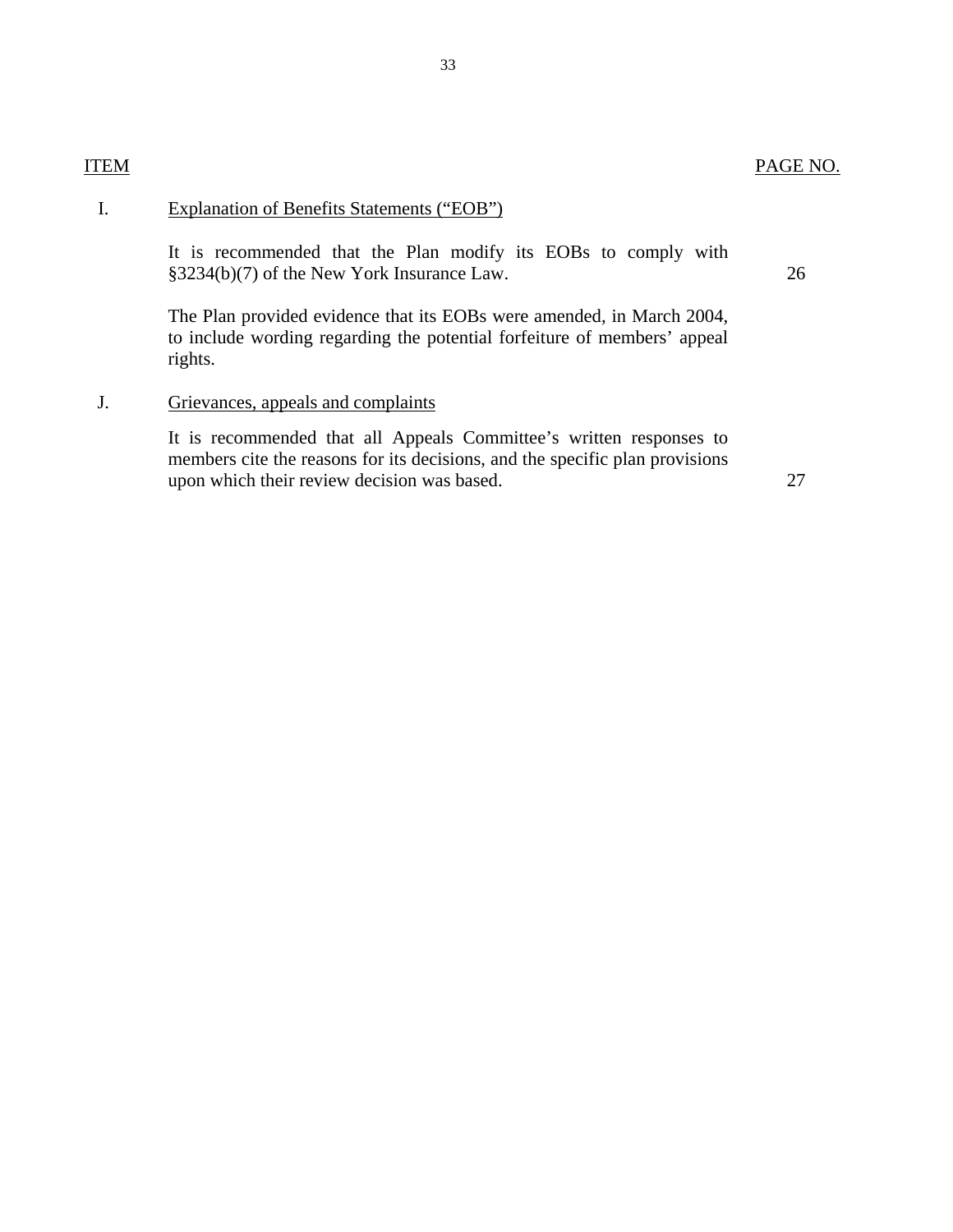| ITEM | | PAGE NO. |
|---|---|---|
| I. | Explanation of Benefits Statements ("EOB") | |
| | It is recommended that the Plan modify its EOBs to comply with §3234(b)(7) of the New York Insurance Law. | 26 |
| | The Plan provided evidence that its EOBs were amended, in March 2004, to include wording regarding the potential forfeiture of members' appeal rights. | |
| J. | Grievances, appeals and complaints | |
| | It is recommended that all Appeals Committee's written responses to members cite the reasons for its decisions, and the specific plan provisions upon which their review decision was based. | 27 |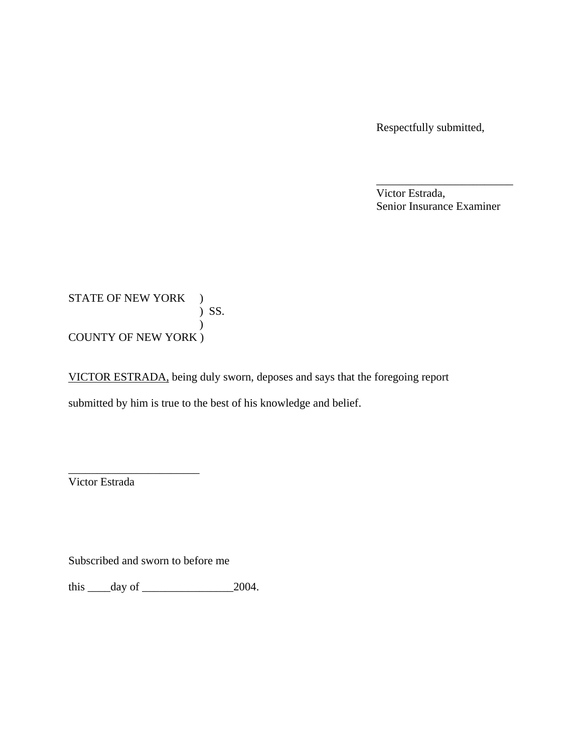Respectfully submitted,

________________________

Victor Estrada,
Senior Insurance Examiner

STATE OF NEW YORK )
) SS.
)
COUNTY OF NEW YORK )

<u>VICTOR ESTRADA,</u> being duly sworn, deposes and says that the foregoing report submitted by him is true to the best of his knowledge and belief.

________________________

Victor Estrada

Subscribed and sworn to before me

this ____day of ________________2004.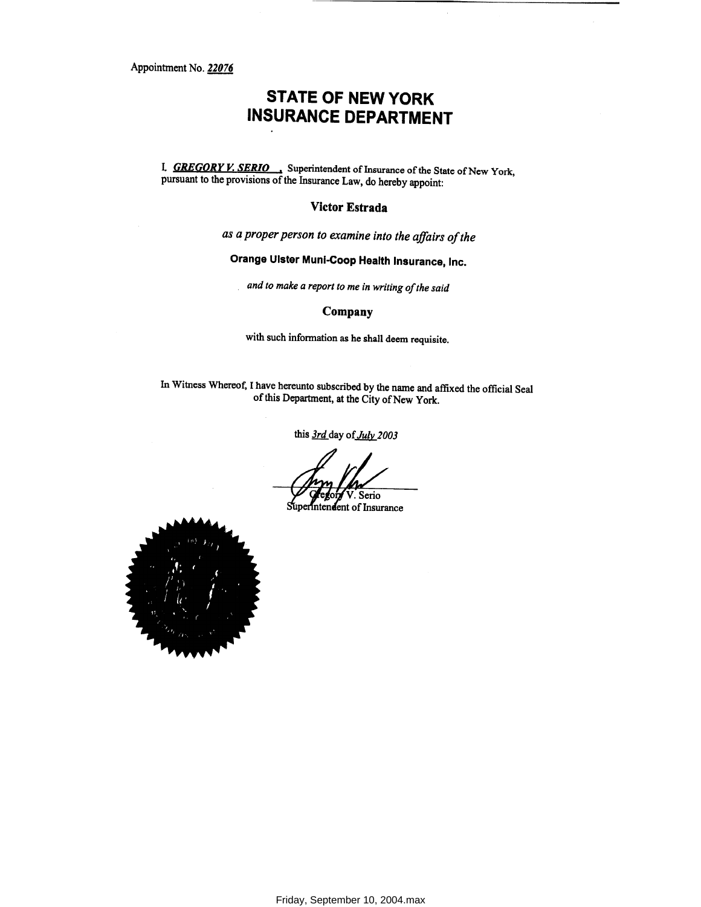Appointment No. ***22076***

# STATE OF NEW YORK
# INSURANCE DEPARTMENT

I, ***GREGORY V. SERIO*** , Superintendent of Insurance of the State of New York, pursuant to the provisions of the Insurance Law, do hereby appoint:

**Victor Estrada**

*as a proper person to examine into the affairs of the*

**Orange Ulster Muni-Coop Health Insurance, Inc.**

*and to make a report to me in writing of the said*

**Company**

with such information as he shall deem requisite.

In Witness Whereof, I have hereunto subscribed by the name and affixed the official Seal of this Department, at the City of New York.

this *3rd* day of *July 2003*

Gregory V. Serio
Superintendent of Insurance

Friday, September 10, 2004.max